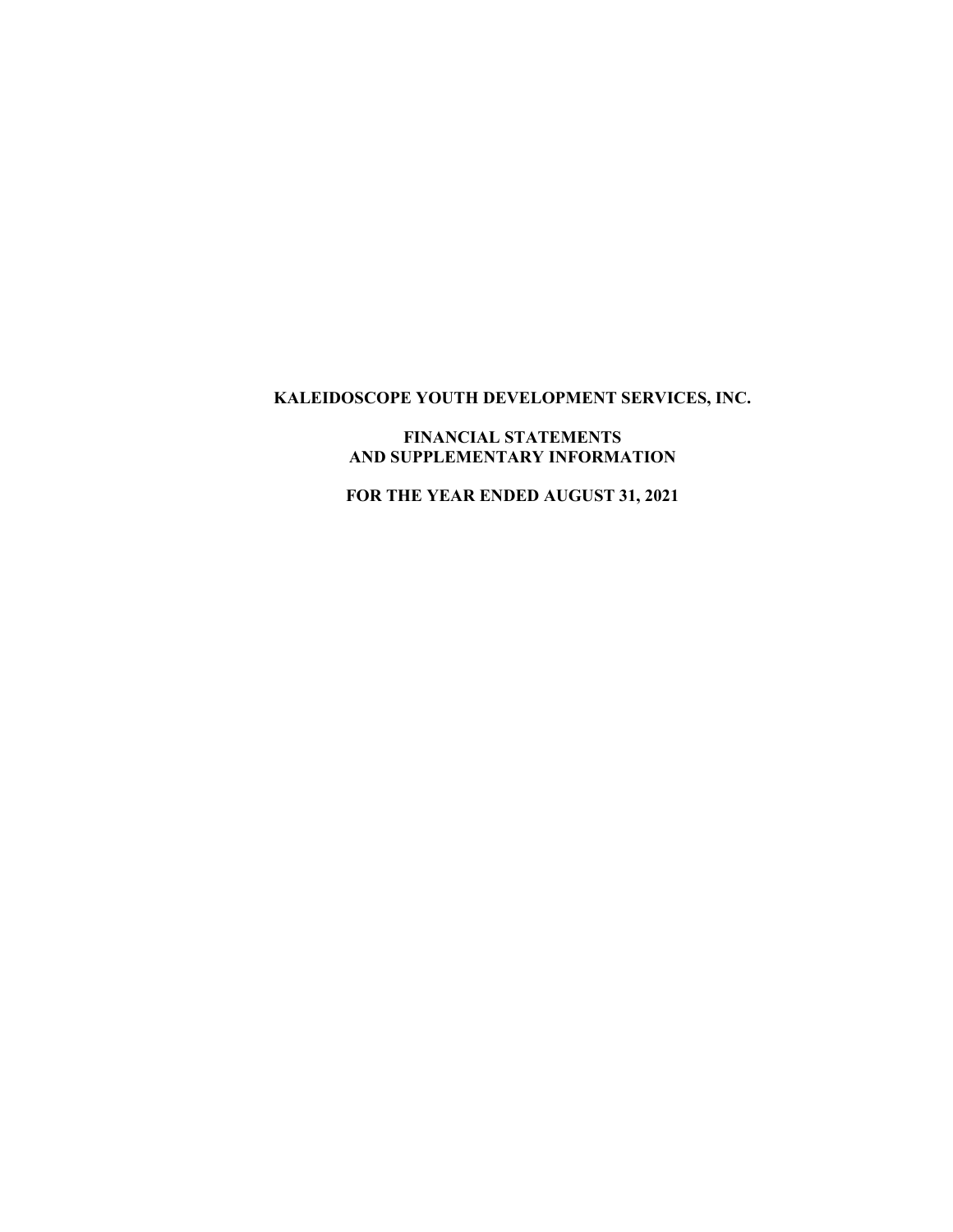# KALEIDOSCOPE YOUTH DEVELOPMENT SERVICES, INC.

## FINANCIAL STATEMENTS AND SUPPLEMENTARY INFORMATION

## FOR THE YEAR ENDED AUGUST 31, 2021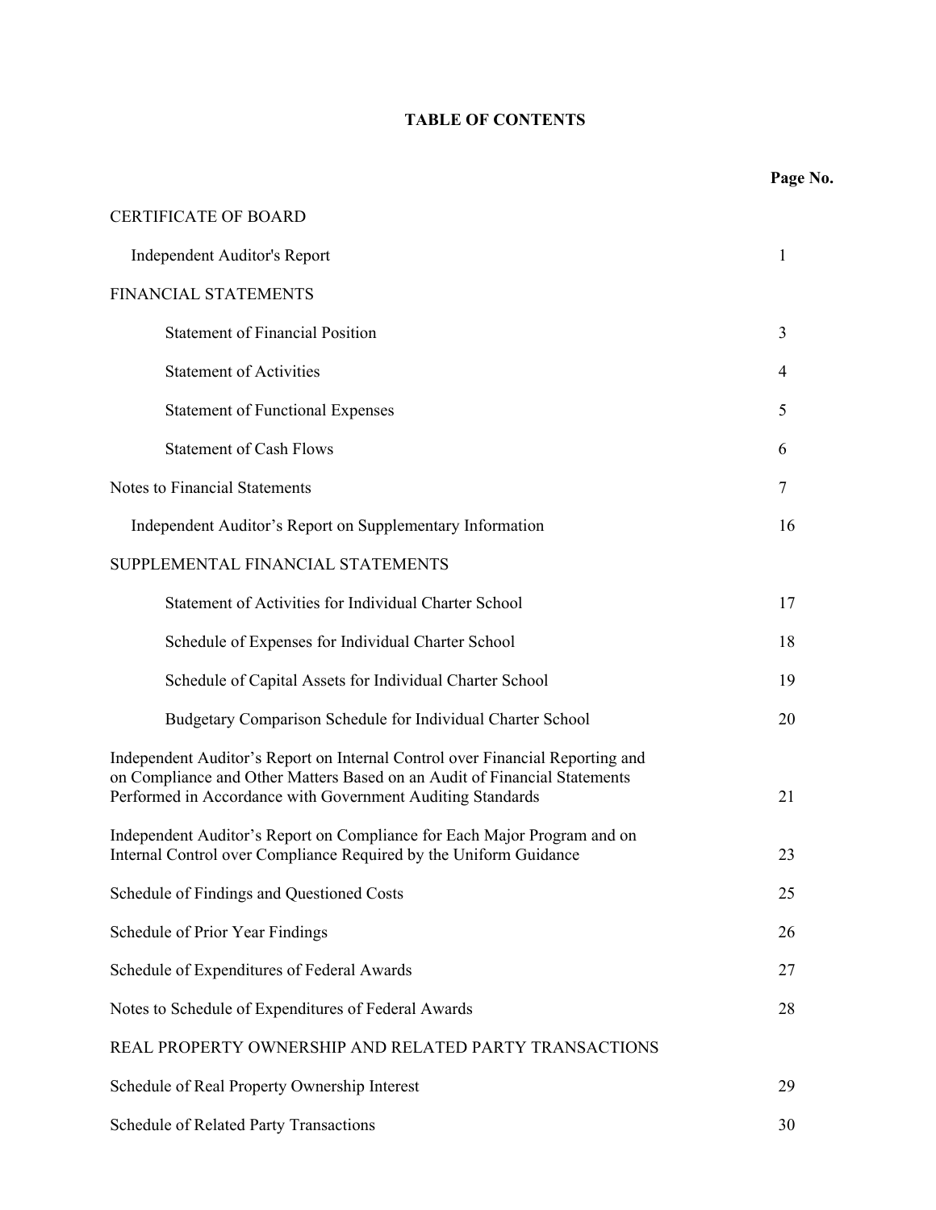# TABLE OF CONTENTS

| | Page No. |
|---|---|
| CERTIFICATE OF BOARD | |
| Independent Auditor's Report | 1 |
| FINANCIAL STATEMENTS | |
| Statement of Financial Position | 3 |
| Statement of Activities | 4 |
| Statement of Functional Expenses | 5 |
| Statement of Cash Flows | 6 |
| Notes to Financial Statements | 7 |
| Independent Auditor's Report on Supplementary Information | 16 |
| SUPPLEMENTAL FINANCIAL STATEMENTS | |
| Statement of Activities for Individual Charter School | 17 |
| Schedule of Expenses for Individual Charter School | 18 |
| Schedule of Capital Assets for Individual Charter School | 19 |
| Budgetary Comparison Schedule for Individual Charter School | 20 |
| Independent Auditor's Report on Internal Control over Financial Reporting and on Compliance and Other Matters Based on an Audit of Financial Statements Performed in Accordance with Government Auditing Standards | 21 |
| Independent Auditor's Report on Compliance for Each Major Program and on Internal Control over Compliance Required by the Uniform Guidance | 23 |
| Schedule of Findings and Questioned Costs | 25 |
| Schedule of Prior Year Findings | 26 |
| Schedule of Expenditures of Federal Awards | 27 |
| Notes to Schedule of Expenditures of Federal Awards | 28 |
| REAL PROPERTY OWNERSHIP AND RELATED PARTY TRANSACTIONS | |
| Schedule of Real Property Ownership Interest | 29 |
| Schedule of Related Party Transactions | 30 |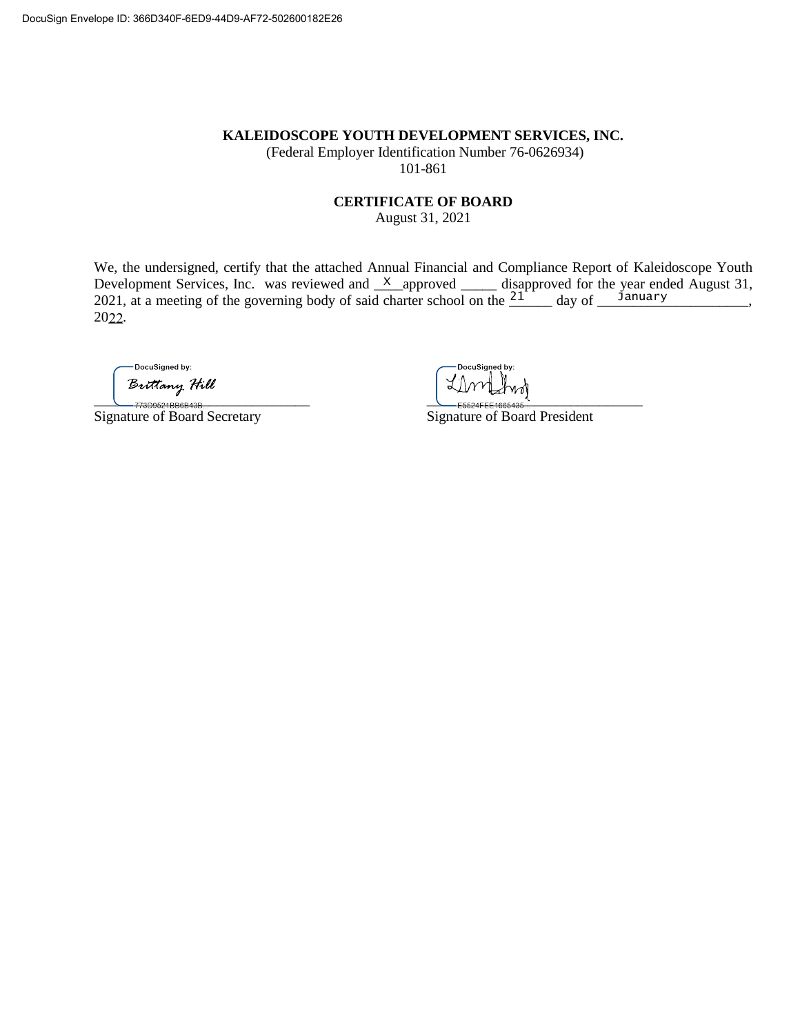**KALEIDOSCOPE YOUTH DEVELOPMENT SERVICES, INC.**

(Federal Employer Identification Number 76-0626934)

101-861

**CERTIFICATE OF BOARD**

August 31, 2021

We, the undersigned, certify that the attached Annual Financial and Compliance Report of Kaleidoscope Youth Development Services, Inc. was reviewed and \_\_X\_\_approved \_\_\_\_\_ disapproved for the year ended August 31, 2021, at a meeting of the governing body of said charter school on the \_\_21\_\_ day of \_\_January\_\_, 2022.

DocuSigned by: Brittany Hill
773D9521BB6B43B...

Signature of Board Secretary

DocuSigned by:
E5524FEE1665436...

Signature of Board President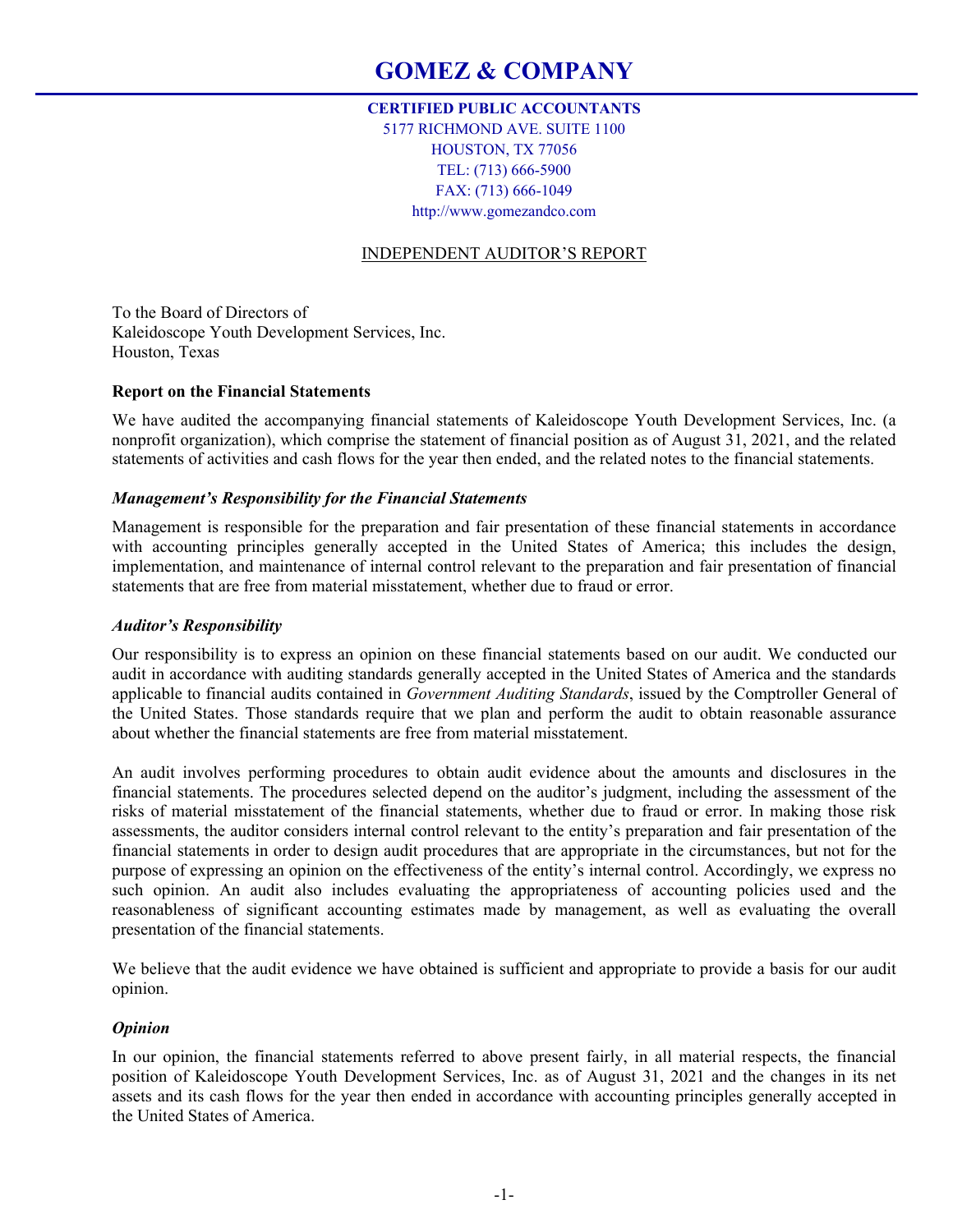# GOMEZ & COMPANY

**CERTIFIED PUBLIC ACCOUNTANTS**
5177 RICHMOND AVE. SUITE 1100
HOUSTON, TX 77056
TEL: (713) 666-5900
FAX: (713) 666-1049
http://www.gomezandco.com

INDEPENDENT AUDITOR'S REPORT

To the Board of Directors of
Kaleidoscope Youth Development Services, Inc.
Houston, Texas

**Report on the Financial Statements**

We have audited the accompanying financial statements of Kaleidoscope Youth Development Services, Inc. (a nonprofit organization), which comprise the statement of financial position as of August 31, 2021, and the related statements of activities and cash flows for the year then ended, and the related notes to the financial statements.

***Management's Responsibility for the Financial Statements***

Management is responsible for the preparation and fair presentation of these financial statements in accordance with accounting principles generally accepted in the United States of America; this includes the design, implementation, and maintenance of internal control relevant to the preparation and fair presentation of financial statements that are free from material misstatement, whether due to fraud or error.

***Auditor's Responsibility***

Our responsibility is to express an opinion on these financial statements based on our audit. We conducted our audit in accordance with auditing standards generally accepted in the United States of America and the standards applicable to financial audits contained in *Government Auditing Standards*, issued by the Comptroller General of the United States. Those standards require that we plan and perform the audit to obtain reasonable assurance about whether the financial statements are free from material misstatement.

An audit involves performing procedures to obtain audit evidence about the amounts and disclosures in the financial statements. The procedures selected depend on the auditor's judgment, including the assessment of the risks of material misstatement of the financial statements, whether due to fraud or error. In making those risk assessments, the auditor considers internal control relevant to the entity's preparation and fair presentation of the financial statements in order to design audit procedures that are appropriate in the circumstances, but not for the purpose of expressing an opinion on the effectiveness of the entity's internal control. Accordingly, we express no such opinion. An audit also includes evaluating the appropriateness of accounting policies used and the reasonableness of significant accounting estimates made by management, as well as evaluating the overall presentation of the financial statements.

We believe that the audit evidence we have obtained is sufficient and appropriate to provide a basis for our audit opinion.

***Opinion***

In our opinion, the financial statements referred to above present fairly, in all material respects, the financial position of Kaleidoscope Youth Development Services, Inc. as of August 31, 2021 and the changes in its net assets and its cash flows for the year then ended in accordance with accounting principles generally accepted in the United States of America.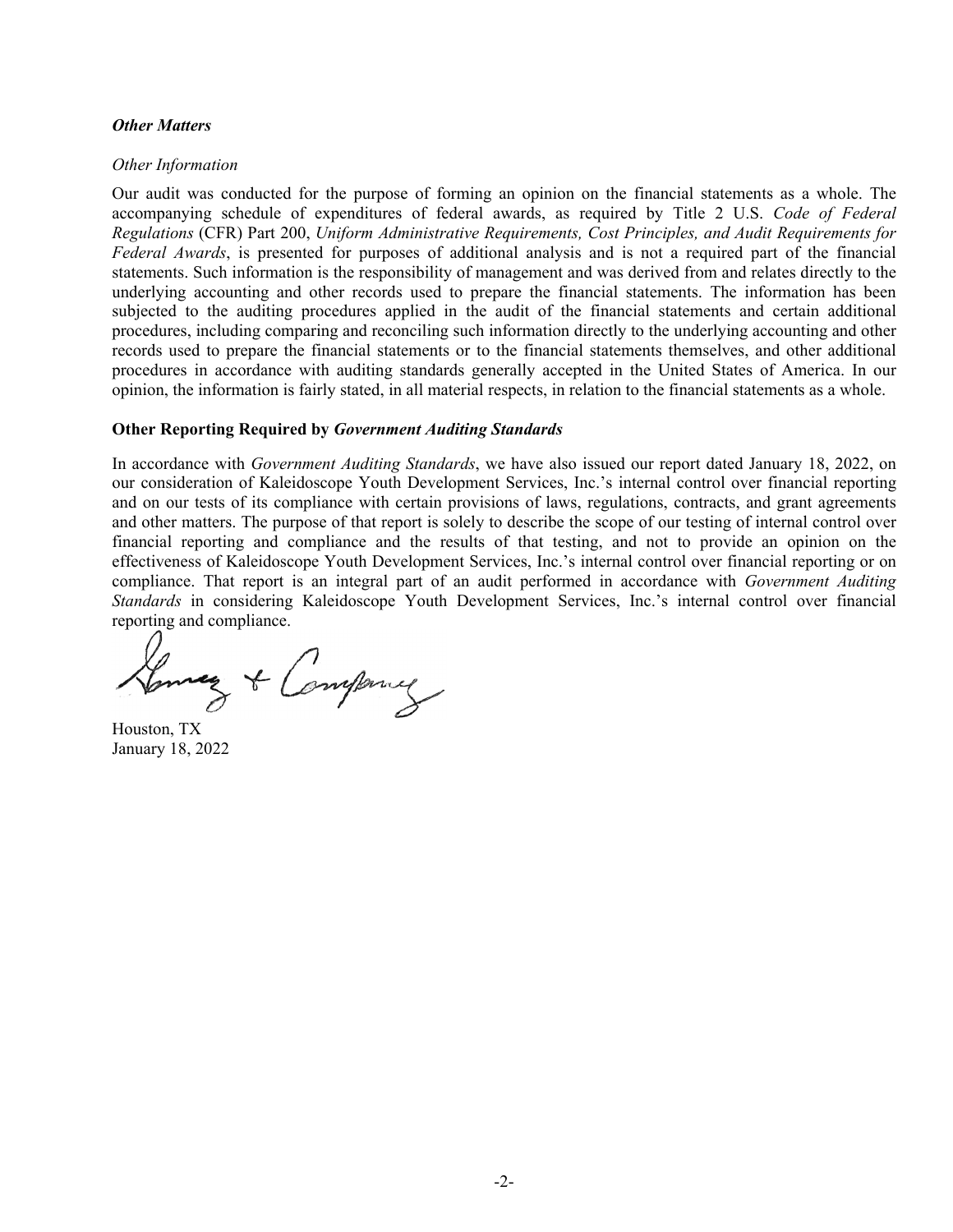***Other Matters***

*Other Information*

Our audit was conducted for the purpose of forming an opinion on the financial statements as a whole. The accompanying schedule of expenditures of federal awards, as required by Title 2 U.S. *Code of Federal Regulations* (CFR) Part 200, *Uniform Administrative Requirements, Cost Principles, and Audit Requirements for Federal Awards*, is presented for purposes of additional analysis and is not a required part of the financial statements. Such information is the responsibility of management and was derived from and relates directly to the underlying accounting and other records used to prepare the financial statements. The information has been subjected to the auditing procedures applied in the audit of the financial statements and certain additional procedures, including comparing and reconciling such information directly to the underlying accounting and other records used to prepare the financial statements or to the financial statements themselves, and other additional procedures in accordance with auditing standards generally accepted in the United States of America. In our opinion, the information is fairly stated, in all material respects, in relation to the financial statements as a whole.

**Other Reporting Required by *Government Auditing Standards***

In accordance with *Government Auditing Standards*, we have also issued our report dated January 18, 2022, on our consideration of Kaleidoscope Youth Development Services, Inc.'s internal control over financial reporting and on our tests of its compliance with certain provisions of laws, regulations, contracts, and grant agreements and other matters. The purpose of that report is solely to describe the scope of our testing of internal control over financial reporting and compliance and the results of that testing, and not to provide an opinion on the effectiveness of Kaleidoscope Youth Development Services, Inc.'s internal control over financial reporting or on compliance. That report is an integral part of an audit performed in accordance with *Government Auditing Standards* in considering Kaleidoscope Youth Development Services, Inc.'s internal control over financial reporting and compliance.

Houston, TX
January 18, 2022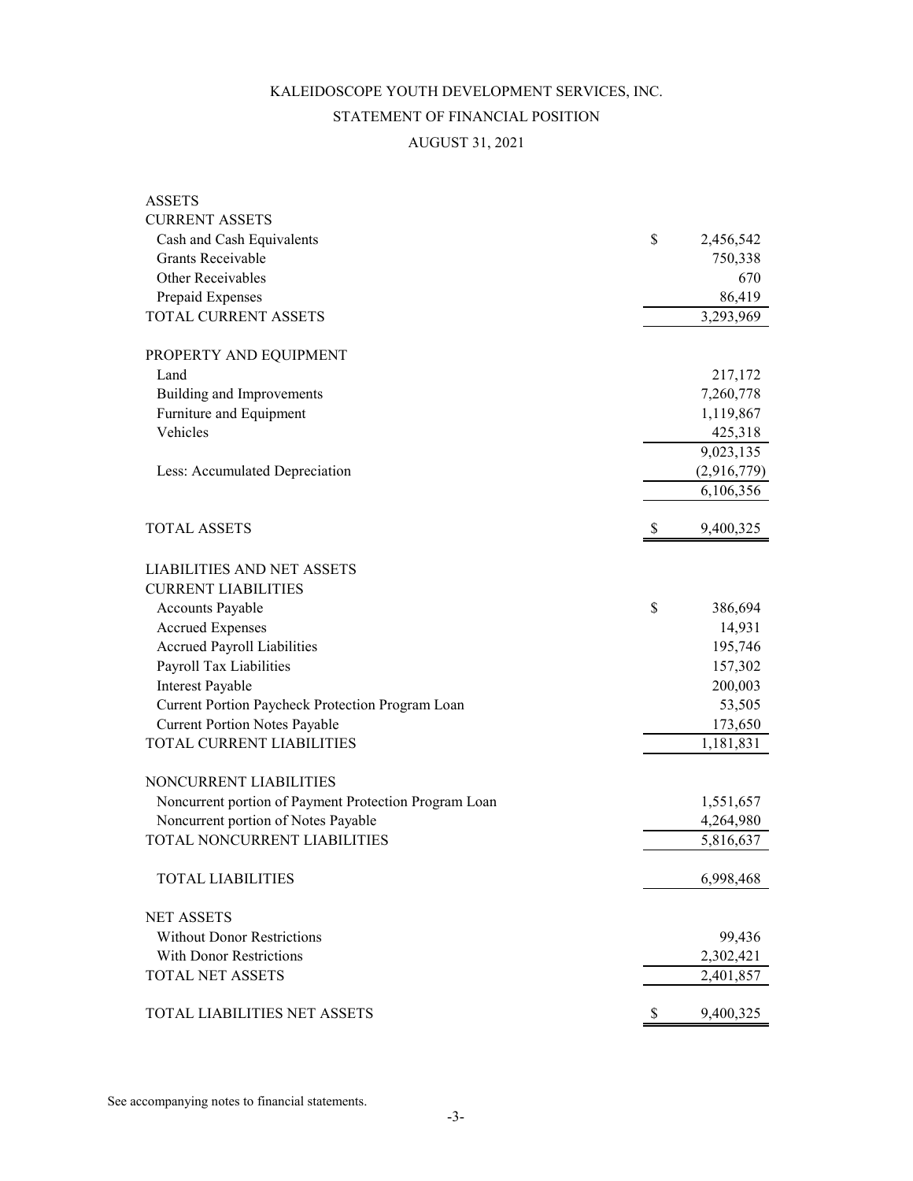# KALEIDOSCOPE YOUTH DEVELOPMENT SERVICES, INC.

## STATEMENT OF FINANCIAL POSITION

### AUGUST 31, 2021

| | |
|---|---|
| **ASSETS** | |
| **CURRENT ASSETS** | |
| Cash and Cash Equivalents | $ 2,456,542 |
| Grants Receivable | 750,338 |
| Other Receivables | 670 |
| Prepaid Expenses | 86,419 |
| TOTAL CURRENT ASSETS | 3,293,969 |
| | |
| **PROPERTY AND EQUIPMENT** | |
| Land | 217,172 |
| Building and Improvements | 7,260,778 |
| Furniture and Equipment | 1,119,867 |
| Vehicles | 425,318 |
| | 9,023,135 |
| Less: Accumulated Depreciation | (2,916,779) |
| | 6,106,356 |
| | |
| TOTAL ASSETS | $ 9,400,325 |
| | |
| **LIABILITIES AND NET ASSETS** | |
| **CURRENT LIABILITIES** | |
| Accounts Payable | $ 386,694 |
| Accrued Expenses | 14,931 |
| Accrued Payroll Liabilities | 195,746 |
| Payroll Tax Liabilities | 157,302 |
| Interest Payable | 200,003 |
| Current Portion Paycheck Protection Program Loan | 53,505 |
| Current Portion Notes Payable | 173,650 |
| TOTAL CURRENT LIABILITIES | 1,181,831 |
| | |
| **NONCURRENT LIABILITIES** | |
| Noncurrent portion of Payment Protection Program Loan | 1,551,657 |
| Noncurrent portion of Notes Payable | 4,264,980 |
| TOTAL NONCURRENT LIABILITIES | 5,816,637 |
| | |
| TOTAL LIABILITIES | 6,998,468 |
| | |
| **NET ASSETS** | |
| Without Donor Restrictions | 99,436 |
| With Donor Restrictions | 2,302,421 |
| TOTAL NET ASSETS | 2,401,857 |
| | |
| TOTAL LIABILITIES NET ASSETS | $ 9,400,325 |

See accompanying notes to financial statements.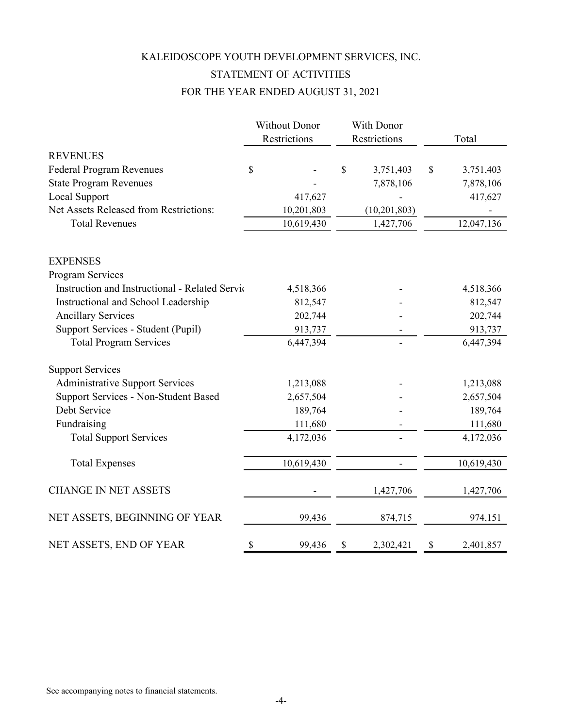# KALEIDOSCOPE YOUTH DEVELOPMENT SERVICES, INC.

## STATEMENT OF ACTIVITIES

## FOR THE YEAR ENDED AUGUST 31, 2021

| | Without Donor Restrictions | With Donor Restrictions | Total |
|---|---|---|---|
| **REVENUES** | | | |
| Federal Program Revenues | $ - | $ 3,751,403 | $ 3,751,403 |
| State Program Revenues | - | 7,878,106 | 7,878,106 |
| Local Support | 417,627 | - | 417,627 |
| Net Assets Released from Restrictions: | 10,201,803 | (10,201,803) | - |
| Total Revenues | 10,619,430 | 1,427,706 | 12,047,136 |
| **EXPENSES** | | | |
| Program Services | | | |
| Instruction and Instructional - Related Servic | 4,518,366 | - | 4,518,366 |
| Instructional and School Leadership | 812,547 | - | 812,547 |
| Ancillary Services | 202,744 | - | 202,744 |
| Support Services - Student (Pupil) | 913,737 | - | 913,737 |
| Total Program Services | 6,447,394 | - | 6,447,394 |
| Support Services | | | |
| Administrative Support Services | 1,213,088 | - | 1,213,088 |
| Support Services - Non-Student Based | 2,657,504 | - | 2,657,504 |
| Debt Service | 189,764 | - | 189,764 |
| Fundraising | 111,680 | - | 111,680 |
| Total Support Services | 4,172,036 | - | 4,172,036 |
| Total Expenses | 10,619,430 | - | 10,619,430 |
| CHANGE IN NET ASSETS | - | 1,427,706 | 1,427,706 |
| NET ASSETS, BEGINNING OF YEAR | 99,436 | 874,715 | 974,151 |
| NET ASSETS, END OF YEAR | $ 99,436 | $ 2,302,421 | $ 2,401,857 |

See accompanying notes to financial statements.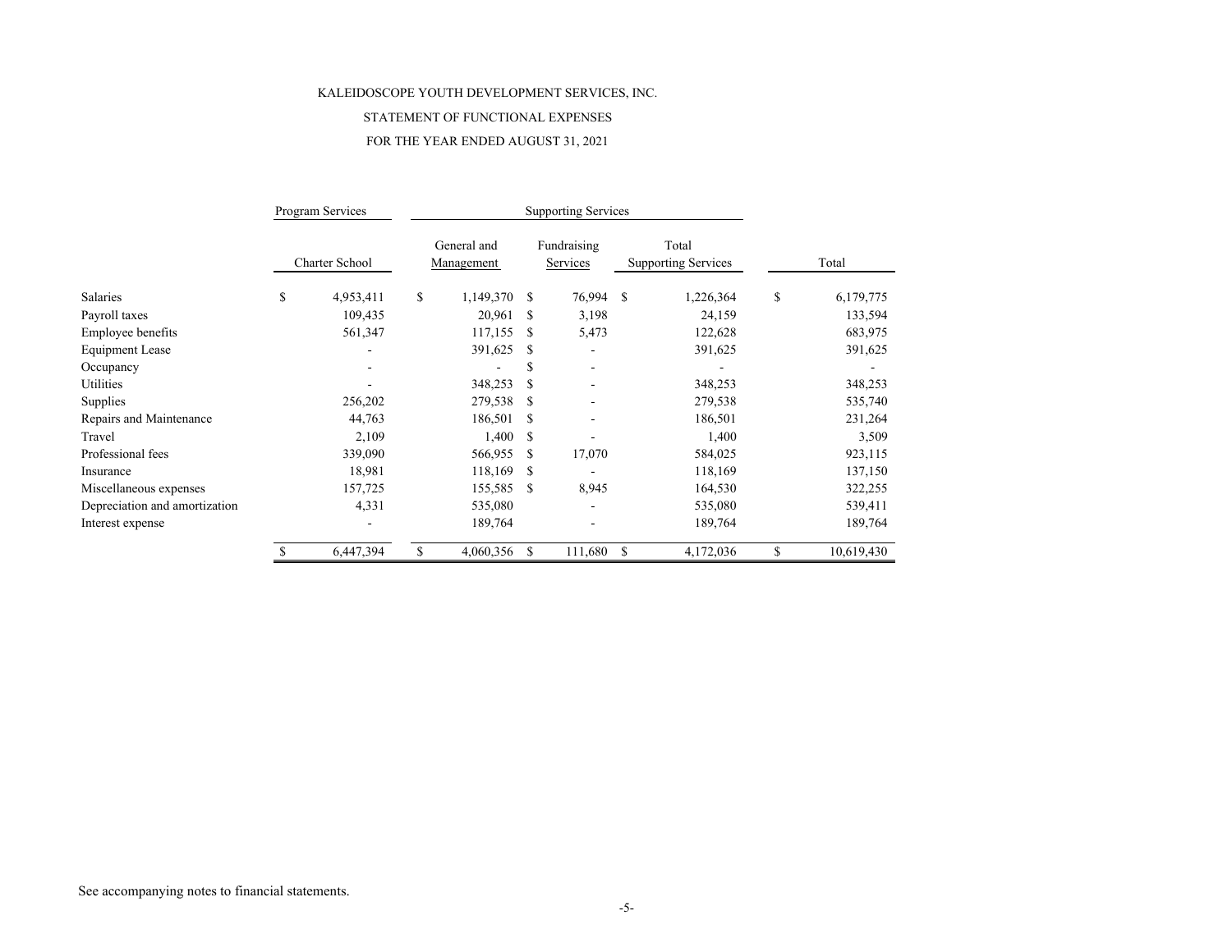KALEIDOSCOPE YOUTH DEVELOPMENT SERVICES, INC.

STATEMENT OF FUNCTIONAL EXPENSES

FOR THE YEAR ENDED AUGUST 31, 2021

| | Program Services | Supporting Services | | | |
|---|---|---|---|---|---|
| | Charter School | General and Management | Fundraising Services | Total Supporting Services | Total |
| Salaries | $ 4,953,411 | $ 1,149,370 | $ 76,994 | $ 1,226,364 | $ 6,179,775 |
| Payroll taxes | 109,435 | 20,961 | $ 3,198 | 24,159 | 133,594 |
| Employee benefits | 561,347 | 117,155 | $ 5,473 | 122,628 | 683,975 |
| Equipment Lease | - | 391,625 | $ - | 391,625 | 391,625 |
| Occupancy | - | - | $ - | - | - |
| Utilities | - | 348,253 | $ - | 348,253 | 348,253 |
| Supplies | 256,202 | 279,538 | $ - | 279,538 | 535,740 |
| Repairs and Maintenance | 44,763 | 186,501 | $ - | 186,501 | 231,264 |
| Travel | 2,109 | 1,400 | $ - | 1,400 | 3,509 |
| Professional fees | 339,090 | 566,955 | $ 17,070 | 584,025 | 923,115 |
| Insurance | 18,981 | 118,169 | $ - | 118,169 | 137,150 |
| Miscellaneous expenses | 157,725 | 155,585 | $ 8,945 | 164,530 | 322,255 |
| Depreciation and amortization | 4,331 | 535,080 | - | 535,080 | 539,411 |
| Interest expense | - | 189,764 | - | 189,764 | 189,764 |
| | $ 6,447,394 | $ 4,060,356 | $ 111,680 | $ 4,172,036 | $ 10,619,430 |

See accompanying notes to financial statements.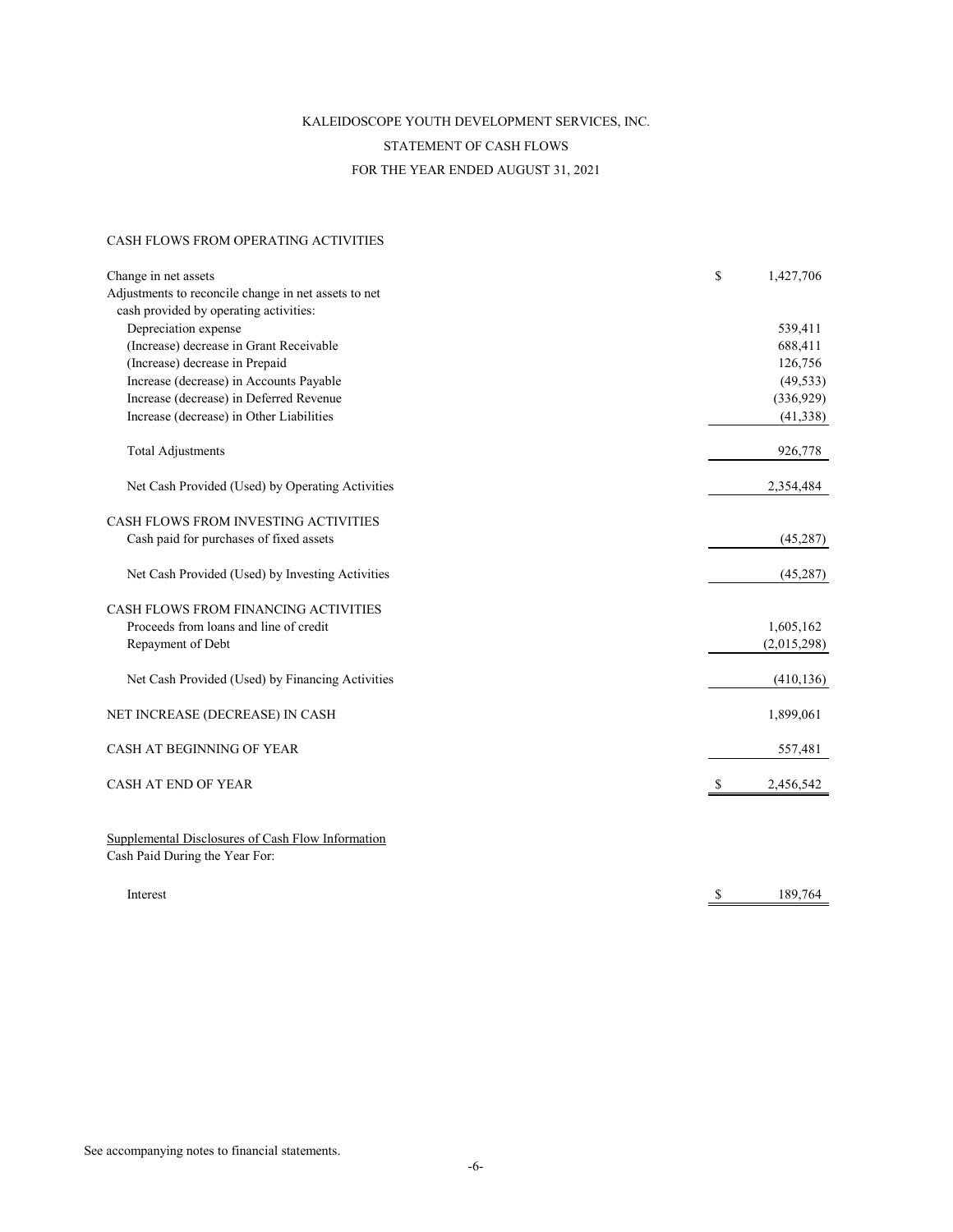# KALEIDOSCOPE YOUTH DEVELOPMENT SERVICES, INC.

## STATEMENT OF CASH FLOWS

### FOR THE YEAR ENDED AUGUST 31, 2021

| | |
|---|---|
| **CASH FLOWS FROM OPERATING ACTIVITIES** | |
| Change in net assets | $ 1,427,706 |
| Adjustments to reconcile change in net assets to net cash provided by operating activities: | |
| Depreciation expense | 539,411 |
| (Increase) decrease in Grant Receivable | 688,411 |
| (Increase) decrease in Prepaid | 126,756 |
| Increase (decrease) in Accounts Payable | (49,533) |
| Increase (decrease) in Deferred Revenue | (336,929) |
| Increase (decrease) in Other Liabilities | (41,338) |
| Total Adjustments | 926,778 |
| Net Cash Provided (Used) by Operating Activities | 2,354,484 |
| **CASH FLOWS FROM INVESTING ACTIVITIES** | |
| Cash paid for purchases of fixed assets | (45,287) |
| Net Cash Provided (Used) by Investing Activities | (45,287) |
| **CASH FLOWS FROM FINANCING ACTIVITIES** | |
| Proceeds from loans and line of credit | 1,605,162 |
| Repayment of Debt | (2,015,298) |
| Net Cash Provided (Used) by Financing Activities | (410,136) |
| NET INCREASE (DECREASE) IN CASH | 1,899,061 |
| CASH AT BEGINNING OF YEAR | 557,481 |
| CASH AT END OF YEAR | $ 2,456,542 |

Supplemental Disclosures of Cash Flow Information

Cash Paid During the Year For:

| | |
|---|---|
| Interest | $ 189,764 |

See accompanying notes to financial statements.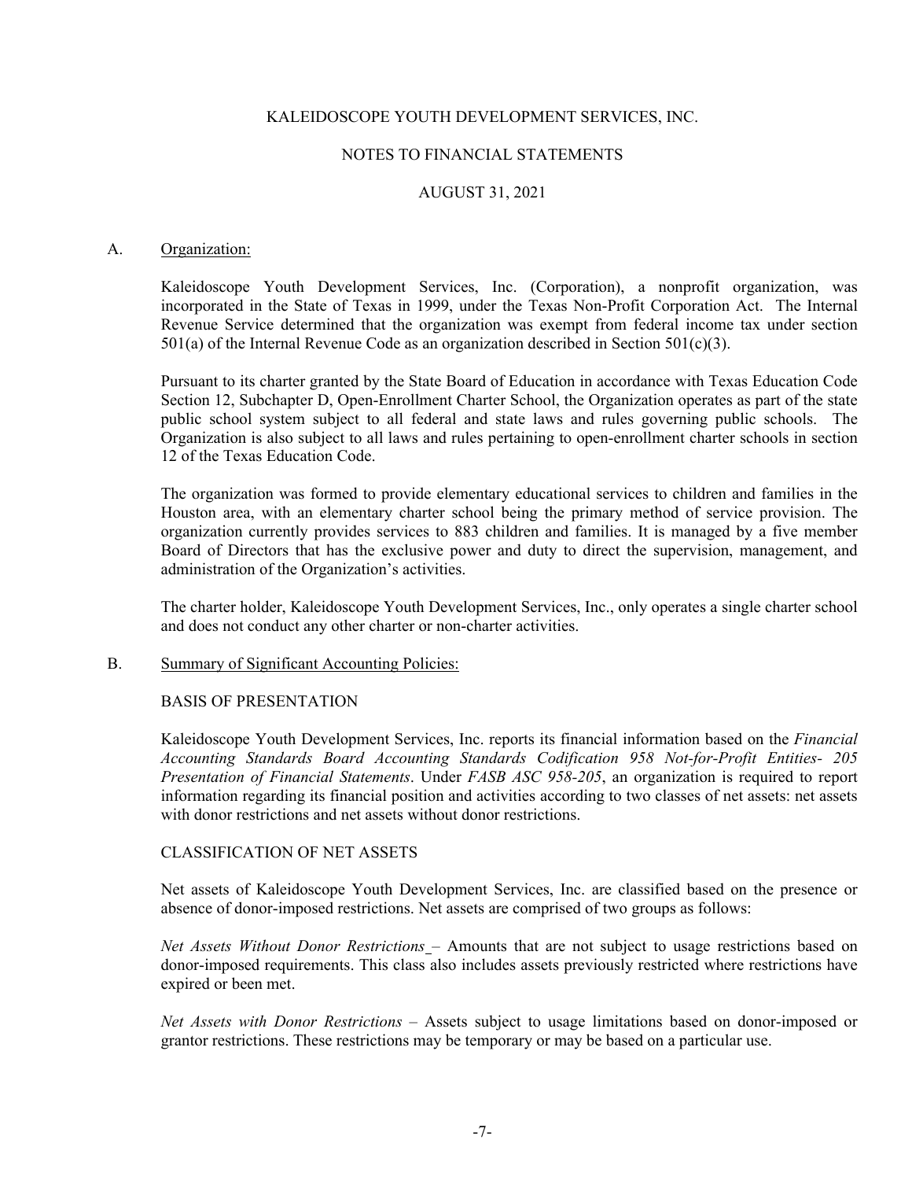# KALEIDOSCOPE YOUTH DEVELOPMENT SERVICES, INC.

## NOTES TO FINANCIAL STATEMENTS

## AUGUST 31, 2021

A. Organization:

Kaleidoscope Youth Development Services, Inc. (Corporation), a nonprofit organization, was incorporated in the State of Texas in 1999, under the Texas Non-Profit Corporation Act. The Internal Revenue Service determined that the organization was exempt from federal income tax under section 501(a) of the Internal Revenue Code as an organization described in Section 501(c)(3).

Pursuant to its charter granted by the State Board of Education in accordance with Texas Education Code Section 12, Subchapter D, Open-Enrollment Charter School, the Organization operates as part of the state public school system subject to all federal and state laws and rules governing public schools. The Organization is also subject to all laws and rules pertaining to open-enrollment charter schools in section 12 of the Texas Education Code.

The organization was formed to provide elementary educational services to children and families in the Houston area, with an elementary charter school being the primary method of service provision. The organization currently provides services to 883 children and families. It is managed by a five member Board of Directors that has the exclusive power and duty to direct the supervision, management, and administration of the Organization's activities.

The charter holder, Kaleidoscope Youth Development Services, Inc., only operates a single charter school and does not conduct any other charter or non-charter activities.

B. Summary of Significant Accounting Policies:

BASIS OF PRESENTATION

Kaleidoscope Youth Development Services, Inc. reports its financial information based on the *Financial Accounting Standards Board Accounting Standards Codification 958 Not-for-Profit Entities- 205 Presentation of Financial Statements*. Under *FASB ASC 958-205*, an organization is required to report information regarding its financial position and activities according to two classes of net assets: net assets with donor restrictions and net assets without donor restrictions.

CLASSIFICATION OF NET ASSETS

Net assets of Kaleidoscope Youth Development Services, Inc. are classified based on the presence or absence of donor-imposed restrictions. Net assets are comprised of two groups as follows:

*Net Assets Without Donor Restrictions* – Amounts that are not subject to usage restrictions based on donor-imposed requirements. This class also includes assets previously restricted where restrictions have expired or been met.

*Net Assets with Donor Restrictions* – Assets subject to usage limitations based on donor-imposed or grantor restrictions. These restrictions may be temporary or may be based on a particular use.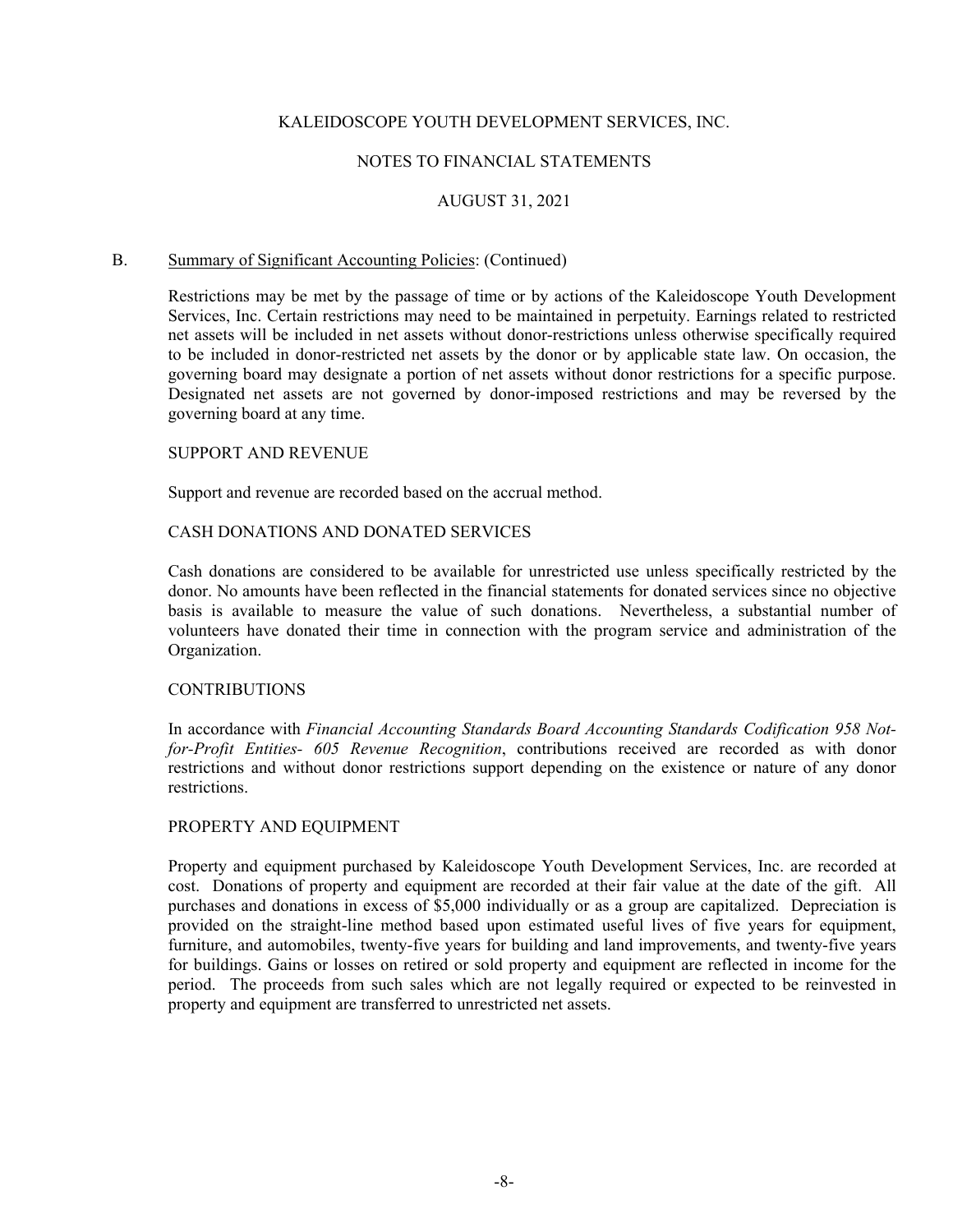KALEIDOSCOPE YOUTH DEVELOPMENT SERVICES, INC.

NOTES TO FINANCIAL STATEMENTS

AUGUST 31, 2021

B. Summary of Significant Accounting Policies: (Continued)

Restrictions may be met by the passage of time or by actions of the Kaleidoscope Youth Development Services, Inc. Certain restrictions may need to be maintained in perpetuity. Earnings related to restricted net assets will be included in net assets without donor-restrictions unless otherwise specifically required to be included in donor-restricted net assets by the donor or by applicable state law. On occasion, the governing board may designate a portion of net assets without donor restrictions for a specific purpose. Designated net assets are not governed by donor-imposed restrictions and may be reversed by the governing board at any time.

SUPPORT AND REVENUE

Support and revenue are recorded based on the accrual method.

CASH DONATIONS AND DONATED SERVICES

Cash donations are considered to be available for unrestricted use unless specifically restricted by the donor. No amounts have been reflected in the financial statements for donated services since no objective basis is available to measure the value of such donations. Nevertheless, a substantial number of volunteers have donated their time in connection with the program service and administration of the Organization.

CONTRIBUTIONS

In accordance with *Financial Accounting Standards Board Accounting Standards Codification 958 Not-for-Profit Entities- 605 Revenue Recognition*, contributions received are recorded as with donor restrictions and without donor restrictions support depending on the existence or nature of any donor restrictions.

PROPERTY AND EQUIPMENT

Property and equipment purchased by Kaleidoscope Youth Development Services, Inc. are recorded at cost. Donations of property and equipment are recorded at their fair value at the date of the gift. All purchases and donations in excess of $5,000 individually or as a group are capitalized. Depreciation is provided on the straight-line method based upon estimated useful lives of five years for equipment, furniture, and automobiles, twenty-five years for building and land improvements, and twenty-five years for buildings. Gains or losses on retired or sold property and equipment are reflected in income for the period. The proceeds from such sales which are not legally required or expected to be reinvested in property and equipment are transferred to unrestricted net assets.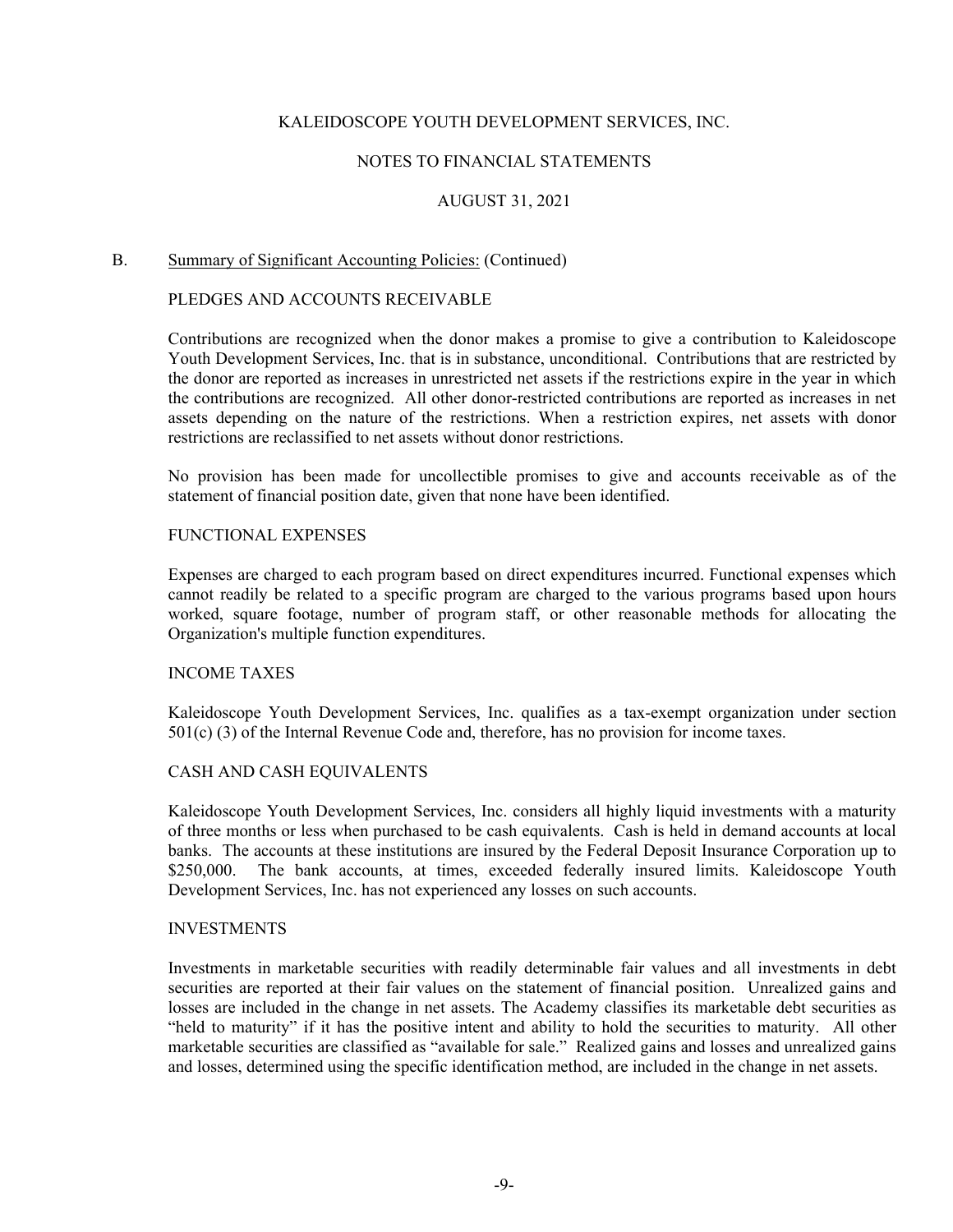KALEIDOSCOPE YOUTH DEVELOPMENT SERVICES, INC.

NOTES TO FINANCIAL STATEMENTS

AUGUST 31, 2021

B. Summary of Significant Accounting Policies: (Continued)

PLEDGES AND ACCOUNTS RECEIVABLE

Contributions are recognized when the donor makes a promise to give a contribution to Kaleidoscope Youth Development Services, Inc. that is in substance, unconditional. Contributions that are restricted by the donor are reported as increases in unrestricted net assets if the restrictions expire in the year in which the contributions are recognized. All other donor-restricted contributions are reported as increases in net assets depending on the nature of the restrictions. When a restriction expires, net assets with donor restrictions are reclassified to net assets without donor restrictions.

No provision has been made for uncollectible promises to give and accounts receivable as of the statement of financial position date, given that none have been identified.

FUNCTIONAL EXPENSES

Expenses are charged to each program based on direct expenditures incurred. Functional expenses which cannot readily be related to a specific program are charged to the various programs based upon hours worked, square footage, number of program staff, or other reasonable methods for allocating the Organization's multiple function expenditures.

INCOME TAXES

Kaleidoscope Youth Development Services, Inc. qualifies as a tax-exempt organization under section 501(c) (3) of the Internal Revenue Code and, therefore, has no provision for income taxes.

CASH AND CASH EQUIVALENTS

Kaleidoscope Youth Development Services, Inc. considers all highly liquid investments with a maturity of three months or less when purchased to be cash equivalents. Cash is held in demand accounts at local banks. The accounts at these institutions are insured by the Federal Deposit Insurance Corporation up to $250,000. The bank accounts, at times, exceeded federally insured limits. Kaleidoscope Youth Development Services, Inc. has not experienced any losses on such accounts.

INVESTMENTS

Investments in marketable securities with readily determinable fair values and all investments in debt securities are reported at their fair values on the statement of financial position. Unrealized gains and losses are included in the change in net assets. The Academy classifies its marketable debt securities as "held to maturity" if it has the positive intent and ability to hold the securities to maturity. All other marketable securities are classified as "available for sale." Realized gains and losses and unrealized gains and losses, determined using the specific identification method, are included in the change in net assets.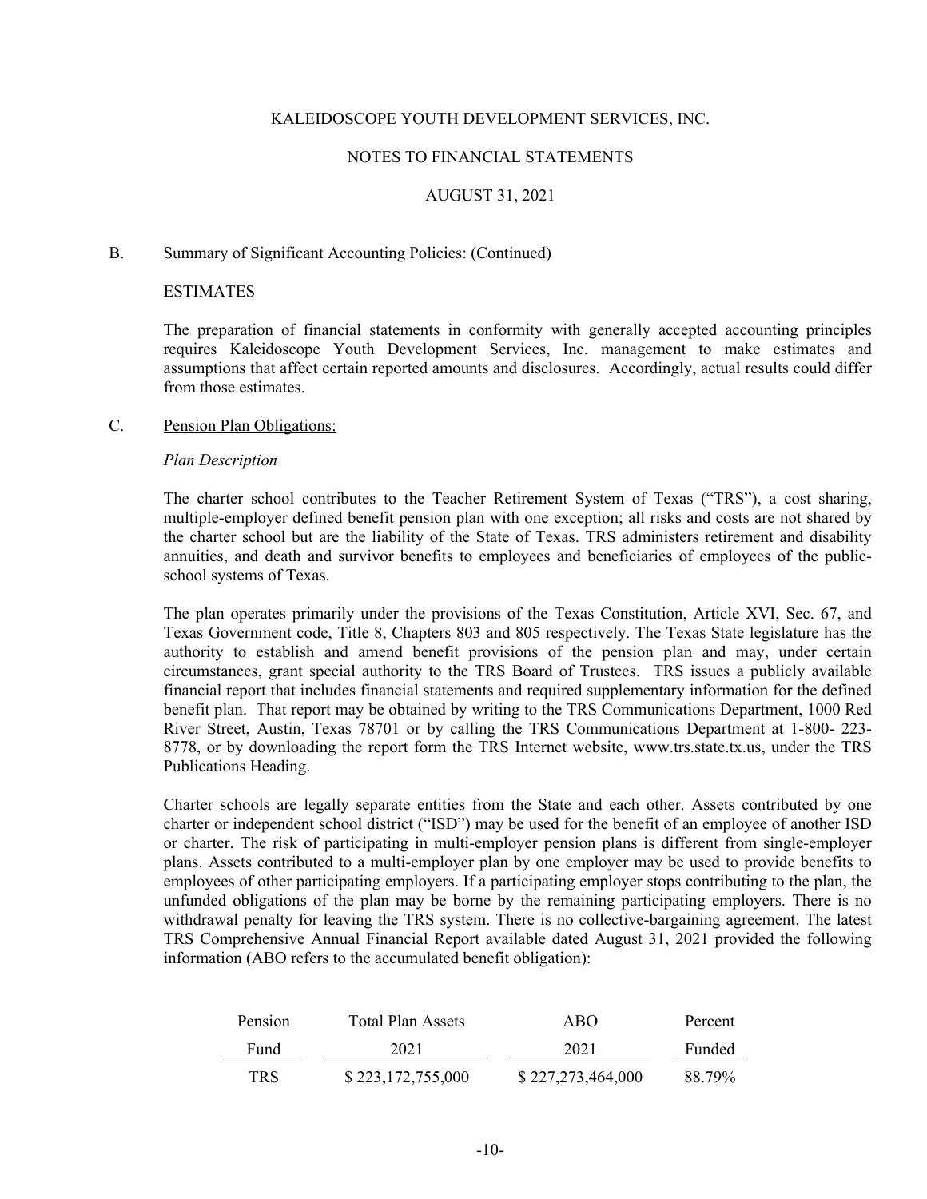KALEIDOSCOPE YOUTH DEVELOPMENT SERVICES, INC.

NOTES TO FINANCIAL STATEMENTS

AUGUST 31, 2021

B. Summary of Significant Accounting Policies: (Continued)

ESTIMATES

The preparation of financial statements in conformity with generally accepted accounting principles requires Kaleidoscope Youth Development Services, Inc. management to make estimates and assumptions that affect certain reported amounts and disclosures. Accordingly, actual results could differ from those estimates.

C. Pension Plan Obligations:

*Plan Description*

The charter school contributes to the Teacher Retirement System of Texas ("TRS"), a cost sharing, multiple-employer defined benefit pension plan with one exception; all risks and costs are not shared by the charter school but are the liability of the State of Texas. TRS administers retirement and disability annuities, and death and survivor benefits to employees and beneficiaries of employees of the public-school systems of Texas.

The plan operates primarily under the provisions of the Texas Constitution, Article XVI, Sec. 67, and Texas Government code, Title 8, Chapters 803 and 805 respectively. The Texas State legislature has the authority to establish and amend benefit provisions of the pension plan and may, under certain circumstances, grant special authority to the TRS Board of Trustees. TRS issues a publicly available financial report that includes financial statements and required supplementary information for the defined benefit plan. That report may be obtained by writing to the TRS Communications Department, 1000 Red River Street, Austin, Texas 78701 or by calling the TRS Communications Department at 1-800- 223-8778, or by downloading the report form the TRS Internet website, www.trs.state.tx.us, under the TRS Publications Heading.

Charter schools are legally separate entities from the State and each other. Assets contributed by one charter or independent school district ("ISD") may be used for the benefit of an employee of another ISD or charter. The risk of participating in multi-employer pension plans is different from single-employer plans. Assets contributed to a multi-employer plan by one employer may be used to provide benefits to employees of other participating employers. If a participating employer stops contributing to the plan, the unfunded obligations of the plan may be borne by the remaining participating employers. There is no withdrawal penalty for leaving the TRS system. There is no collective-bargaining agreement. The latest TRS Comprehensive Annual Financial Report available dated August 31, 2021 provided the following information (ABO refers to the accumulated benefit obligation):

| Pension Fund | Total Plan Assets 2021 | ABO 2021 | Percent Funded |
|---|---|---|---|
| TRS | $ 223,172,755,000 | $ 227,273,464,000 | 88.79% |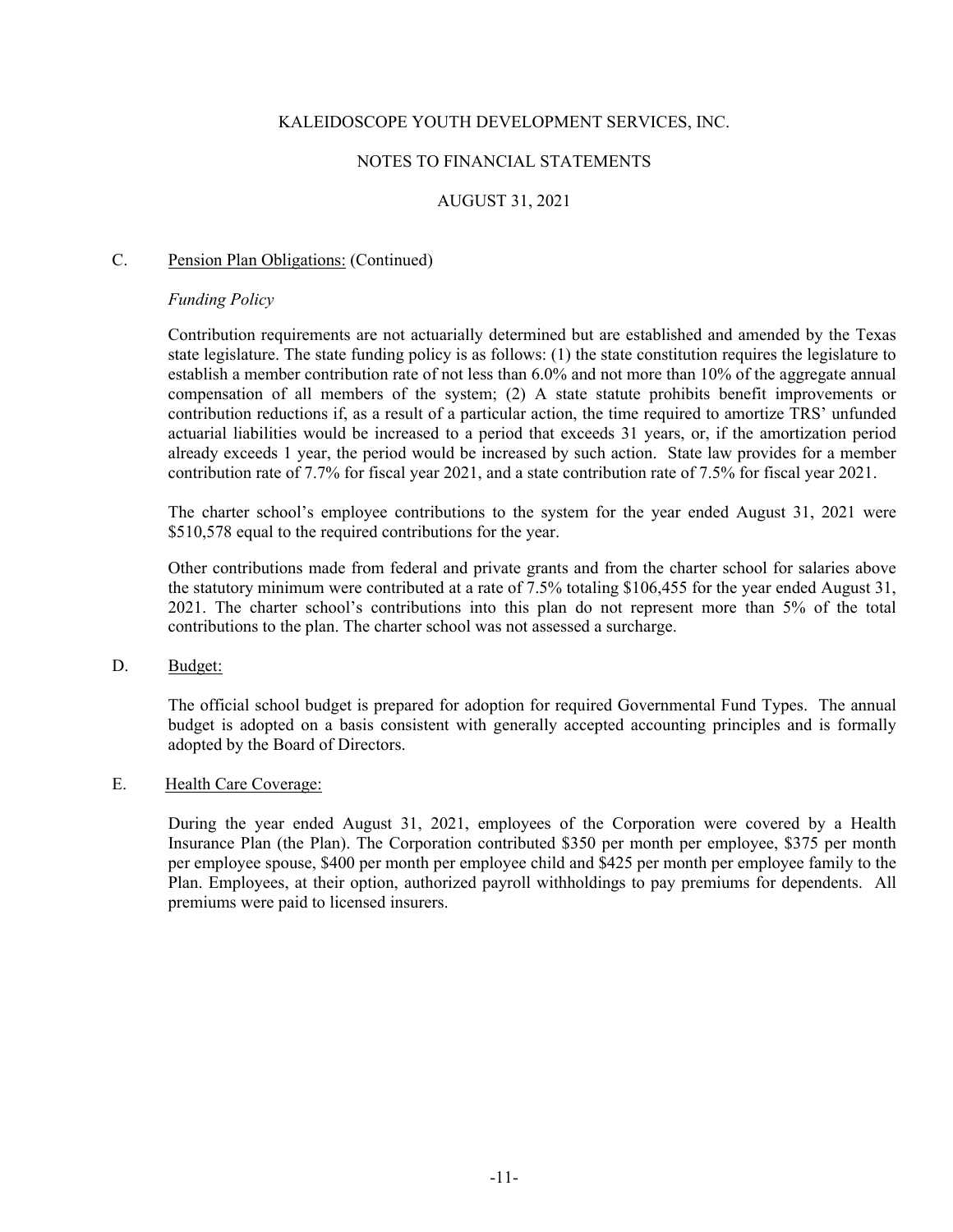KALEIDOSCOPE YOUTH DEVELOPMENT SERVICES, INC.

NOTES TO FINANCIAL STATEMENTS

AUGUST 31, 2021

C. Pension Plan Obligations: (Continued)

*Funding Policy*

Contribution requirements are not actuarially determined but are established and amended by the Texas state legislature. The state funding policy is as follows: (1) the state constitution requires the legislature to establish a member contribution rate of not less than 6.0% and not more than 10% of the aggregate annual compensation of all members of the system; (2) A state statute prohibits benefit improvements or contribution reductions if, as a result of a particular action, the time required to amortize TRS' unfunded actuarial liabilities would be increased to a period that exceeds 31 years, or, if the amortization period already exceeds 1 year, the period would be increased by such action. State law provides for a member contribution rate of 7.7% for fiscal year 2021, and a state contribution rate of 7.5% for fiscal year 2021.

The charter school's employee contributions to the system for the year ended August 31, 2021 were $510,578 equal to the required contributions for the year.

Other contributions made from federal and private grants and from the charter school for salaries above the statutory minimum were contributed at a rate of 7.5% totaling $106,455 for the year ended August 31, 2021. The charter school's contributions into this plan do not represent more than 5% of the total contributions to the plan. The charter school was not assessed a surcharge.

D. Budget:

The official school budget is prepared for adoption for required Governmental Fund Types. The annual budget is adopted on a basis consistent with generally accepted accounting principles and is formally adopted by the Board of Directors.

E. Health Care Coverage:

During the year ended August 31, 2021, employees of the Corporation were covered by a Health Insurance Plan (the Plan). The Corporation contributed $350 per month per employee, $375 per month per employee spouse, $400 per month per employee child and $425 per month per employee family to the Plan. Employees, at their option, authorized payroll withholdings to pay premiums for dependents. All premiums were paid to licensed insurers.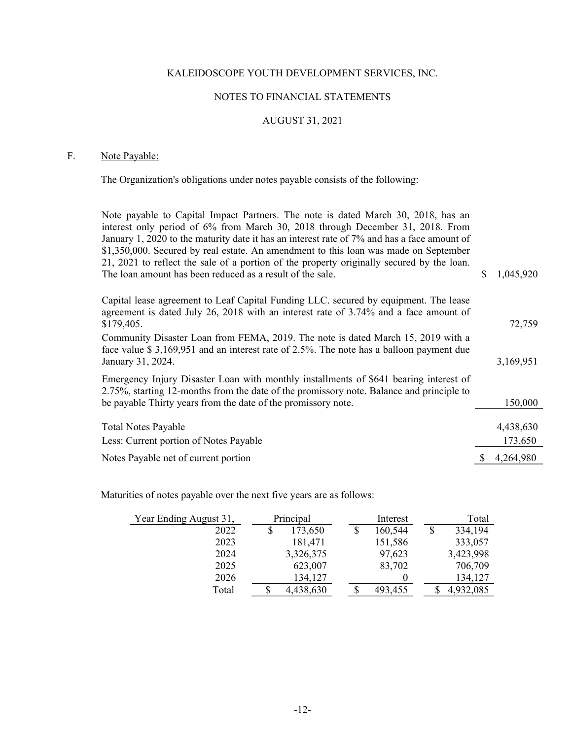KALEIDOSCOPE YOUTH DEVELOPMENT SERVICES, INC.

NOTES TO FINANCIAL STATEMENTS

AUGUST 31, 2021

F. Note Payable:

The Organization's obligations under notes payable consists of the following:

| | |
|---|---|
| Note payable to Capital Impact Partners. The note is dated March 30, 2018, has an interest only period of 6% from March 30, 2018 through December 31, 2018. From January 1, 2020 to the maturity date it has an interest rate of 7% and has a face amount of $1,350,000. Secured by real estate. An amendment to this loan was made on September 21, 2021 to reflect the sale of a portion of the property originally secured by the loan. The loan amount has been reduced as a result of the sale. | $ 1,045,920 |
| Capital lease agreement to Leaf Capital Funding LLC. secured by equipment. The lease agreement is dated July 26, 2018 with an interest rate of 3.74% and a face amount of $179,405. | 72,759 |
| Community Disaster Loan from FEMA, 2019. The note is dated March 15, 2019 with a face value $ 3,169,951 and an interest rate of 2.5%. The note has a balloon payment due January 31, 2024. | 3,169,951 |
| Emergency Injury Disaster Loan with monthly installments of $641 bearing interest of 2.75%, starting 12-months from the date of the promissory note. Balance and principle to be payable Thirty years from the date of the promissory note. | 150,000 |
| Total Notes Payable | 4,438,630 |
| Less: Current portion of Notes Payable | 173,650 |
| Notes Payable net of current portion | $ 4,264,980 |

Maturities of notes payable over the next five years are as follows:

| Year Ending August 31, | Principal | Interest | Total |
|---|---|---|---|
| 2022 | $ 173,650 | $ 160,544 | $ 334,194 |
| 2023 | 181,471 | 151,586 | 333,057 |
| 2024 | 3,326,375 | 97,623 | 3,423,998 |
| 2025 | 623,007 | 83,702 | 706,709 |
| 2026 | 134,127 | 0 | 134,127 |
| Total | $ 4,438,630 | $ 493,455 | $ 4,932,085 |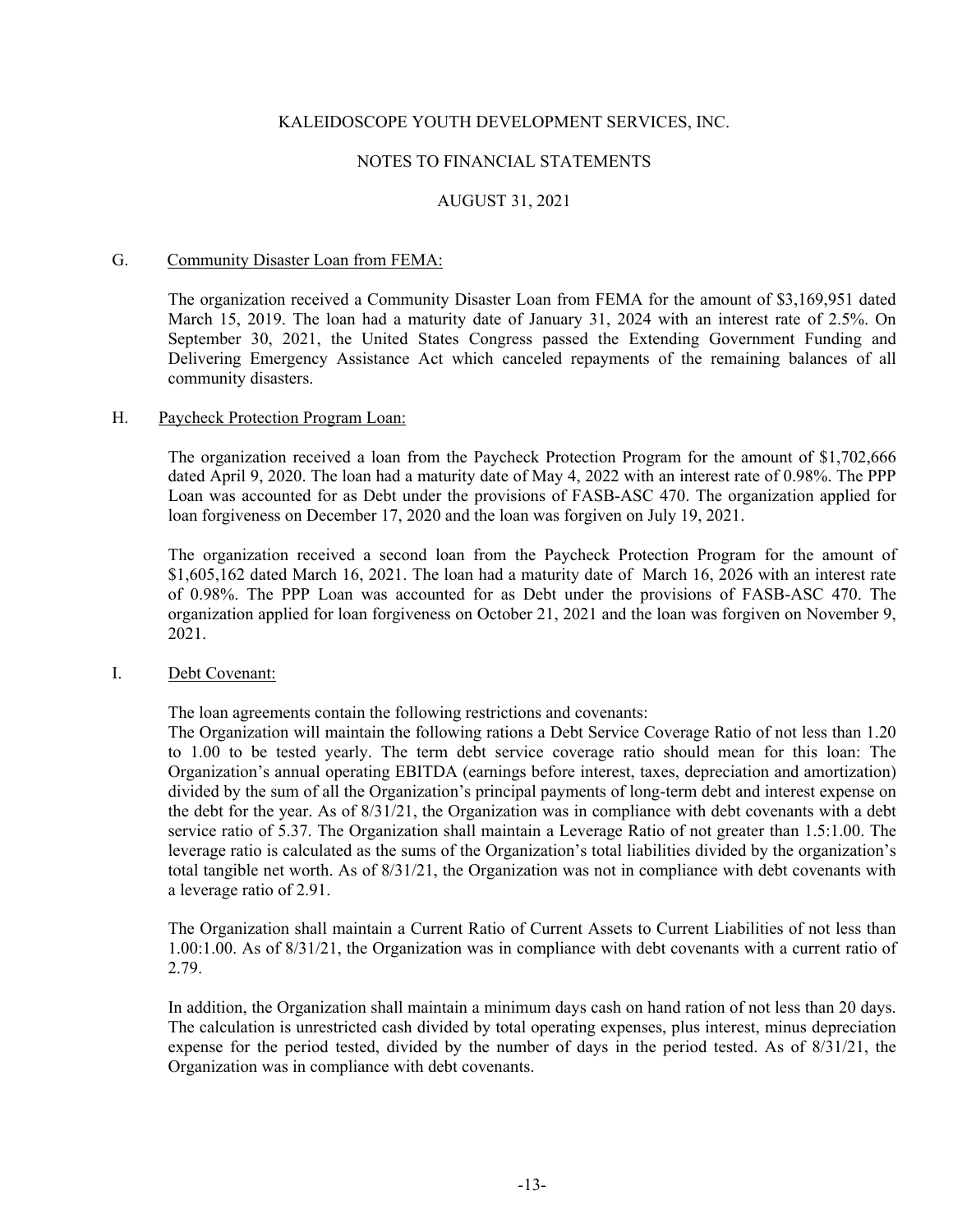KALEIDOSCOPE YOUTH DEVELOPMENT SERVICES, INC.

NOTES TO FINANCIAL STATEMENTS

AUGUST 31, 2021

G. Community Disaster Loan from FEMA:

The organization received a Community Disaster Loan from FEMA for the amount of $3,169,951 dated March 15, 2019. The loan had a maturity date of January 31, 2024 with an interest rate of 2.5%. On September 30, 2021, the United States Congress passed the Extending Government Funding and Delivering Emergency Assistance Act which canceled repayments of the remaining balances of all community disasters.

H. Paycheck Protection Program Loan:

The organization received a loan from the Paycheck Protection Program for the amount of $1,702,666 dated April 9, 2020. The loan had a maturity date of May 4, 2022 with an interest rate of 0.98%. The PPP Loan was accounted for as Debt under the provisions of FASB-ASC 470. The organization applied for loan forgiveness on December 17, 2020 and the loan was forgiven on July 19, 2021.

The organization received a second loan from the Paycheck Protection Program for the amount of $1,605,162 dated March 16, 2021. The loan had a maturity date of March 16, 2026 with an interest rate of 0.98%. The PPP Loan was accounted for as Debt under the provisions of FASB-ASC 470. The organization applied for loan forgiveness on October 21, 2021 and the loan was forgiven on November 9, 2021.

I. Debt Covenant:

The loan agreements contain the following restrictions and covenants:
The Organization will maintain the following rations a Debt Service Coverage Ratio of not less than 1.20 to 1.00 to be tested yearly. The term debt service coverage ratio should mean for this loan: The Organization's annual operating EBITDA (earnings before interest, taxes, depreciation and amortization) divided by the sum of all the Organization's principal payments of long-term debt and interest expense on the debt for the year. As of 8/31/21, the Organization was in compliance with debt covenants with a debt service ratio of 5.37. The Organization shall maintain a Leverage Ratio of not greater than 1.5:1.00. The leverage ratio is calculated as the sums of the Organization's total liabilities divided by the organization's total tangible net worth. As of 8/31/21, the Organization was not in compliance with debt covenants with a leverage ratio of 2.91.

The Organization shall maintain a Current Ratio of Current Assets to Current Liabilities of not less than 1.00:1.00. As of 8/31/21, the Organization was in compliance with debt covenants with a current ratio of 2.79.

In addition, the Organization shall maintain a minimum days cash on hand ration of not less than 20 days. The calculation is unrestricted cash divided by total operating expenses, plus interest, minus depreciation expense for the period tested, divided by the number of days in the period tested. As of 8/31/21, the Organization was in compliance with debt covenants.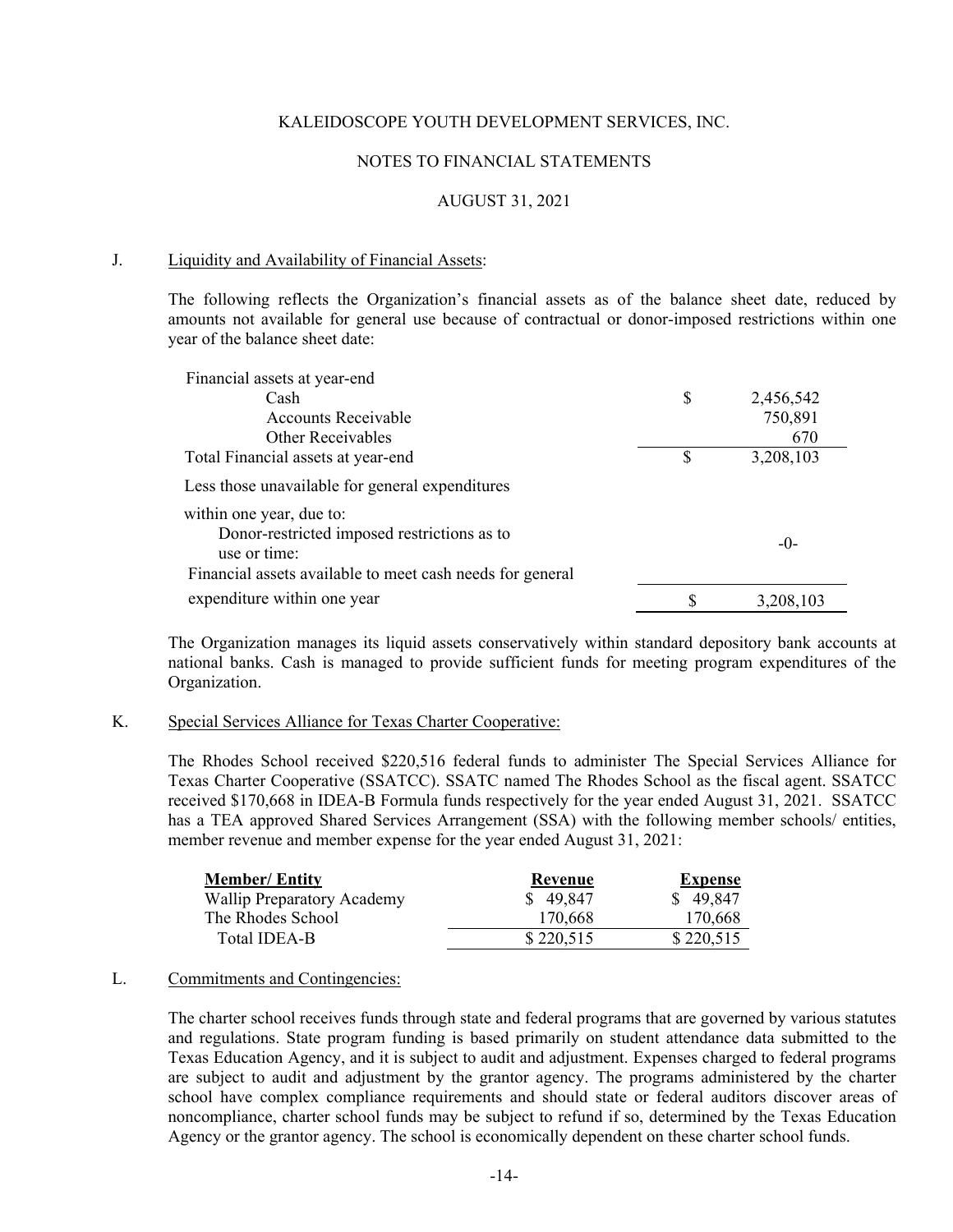KALEIDOSCOPE YOUTH DEVELOPMENT SERVICES, INC.

NOTES TO FINANCIAL STATEMENTS

AUGUST 31, 2021

J. Liquidity and Availability of Financial Assets:

The following reflects the Organization's financial assets as of the balance sheet date, reduced by amounts not available for general use because of contractual or donor-imposed restrictions within one year of the balance sheet date:

| | | |
|---|---|---|
| Financial assets at year-end | | |
| Cash | $ | 2,456,542 |
| Accounts Receivable | | 750,891 |
| Other Receivables | | 670 |
| Total Financial assets at year-end | $ | 3,208,103 |
| Less those unavailable for general expenditures within one year, due to: | | |
| Donor-restricted imposed restrictions as to use or time: | | -0- |
| Financial assets available to meet cash needs for general expenditure within one year | $ | 3,208,103 |

The Organization manages its liquid assets conservatively within standard depository bank accounts at national banks. Cash is managed to provide sufficient funds for meeting program expenditures of the Organization.

K. Special Services Alliance for Texas Charter Cooperative:

The Rhodes School received $220,516 federal funds to administer The Special Services Alliance for Texas Charter Cooperative (SSATCC). SSATC named The Rhodes School as the fiscal agent. SSATCC received $170,668 in IDEA-B Formula funds respectively for the year ended August 31, 2021. SSATCC has a TEA approved Shared Services Arrangement (SSA) with the following member schools/ entities, member revenue and member expense for the year ended August 31, 2021:

| Member/ Entity | Revenue | Expense |
|---|---|---|
| Wallip Preparatory Academy | $ 49,847 | $ 49,847 |
| The Rhodes School | 170,668 | 170,668 |
| Total IDEA-B | $ 220,515 | $ 220,515 |

L. Commitments and Contingencies:

The charter school receives funds through state and federal programs that are governed by various statutes and regulations. State program funding is based primarily on student attendance data submitted to the Texas Education Agency, and it is subject to audit and adjustment. Expenses charged to federal programs are subject to audit and adjustment by the grantor agency. The programs administered by the charter school have complex compliance requirements and should state or federal auditors discover areas of noncompliance, charter school funds may be subject to refund if so, determined by the Texas Education Agency or the grantor agency. The school is economically dependent on these charter school funds.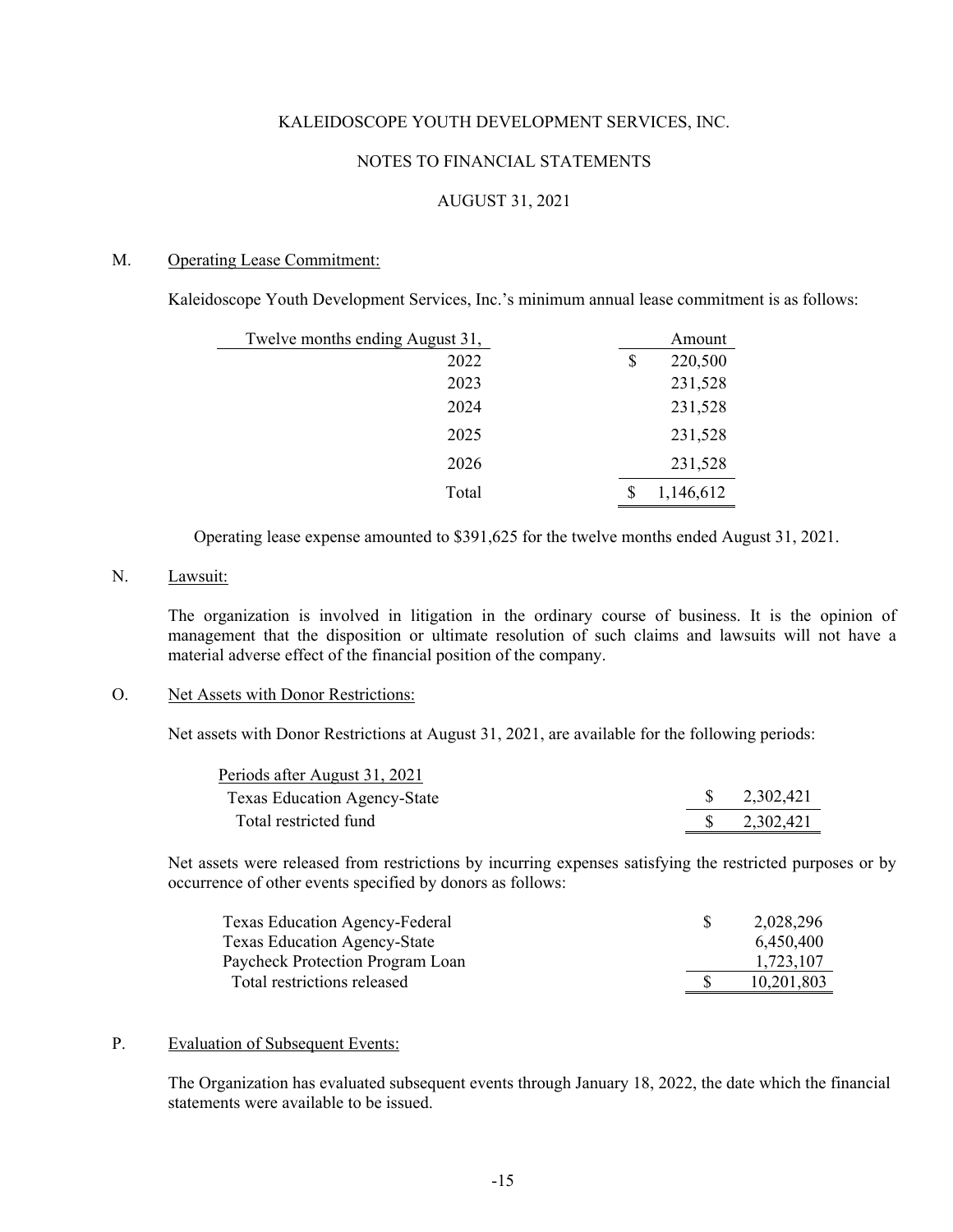KALEIDOSCOPE YOUTH DEVELOPMENT SERVICES, INC.

NOTES TO FINANCIAL STATEMENTS

AUGUST 31, 2021

M. Operating Lease Commitment:

Kaleidoscope Youth Development Services, Inc.'s minimum annual lease commitment is as follows:

| Twelve months ending August 31, | Amount |
|---|---|
| 2022 | $ 220,500 |
| 2023 | 231,528 |
| 2024 | 231,528 |
| 2025 | 231,528 |
| 2026 | 231,528 |
| Total | $ 1,146,612 |

Operating lease expense amounted to $391,625 for the twelve months ended August 31, 2021.

N. Lawsuit:

The organization is involved in litigation in the ordinary course of business. It is the opinion of management that the disposition or ultimate resolution of such claims and lawsuits will not have a material adverse effect of the financial position of the company.

O. Net Assets with Donor Restrictions:

Net assets with Donor Restrictions at August 31, 2021, are available for the following periods:

| Periods after August 31, 2021 | |
|---|---|
| Texas Education Agency-State | $ 2,302,421 |
| Total restricted fund | $ 2,302,421 |

Net assets were released from restrictions by incurring expenses satisfying the restricted purposes or by occurrence of other events specified by donors as follows:

| | |
|---|---|
| Texas Education Agency-Federal | $ 2,028,296 |
| Texas Education Agency-State | 6,450,400 |
| Paycheck Protection Program Loan | 1,723,107 |
| Total restrictions released | $ 10,201,803 |

P. Evaluation of Subsequent Events:

The Organization has evaluated subsequent events through January 18, 2022, the date which the financial statements were available to be issued.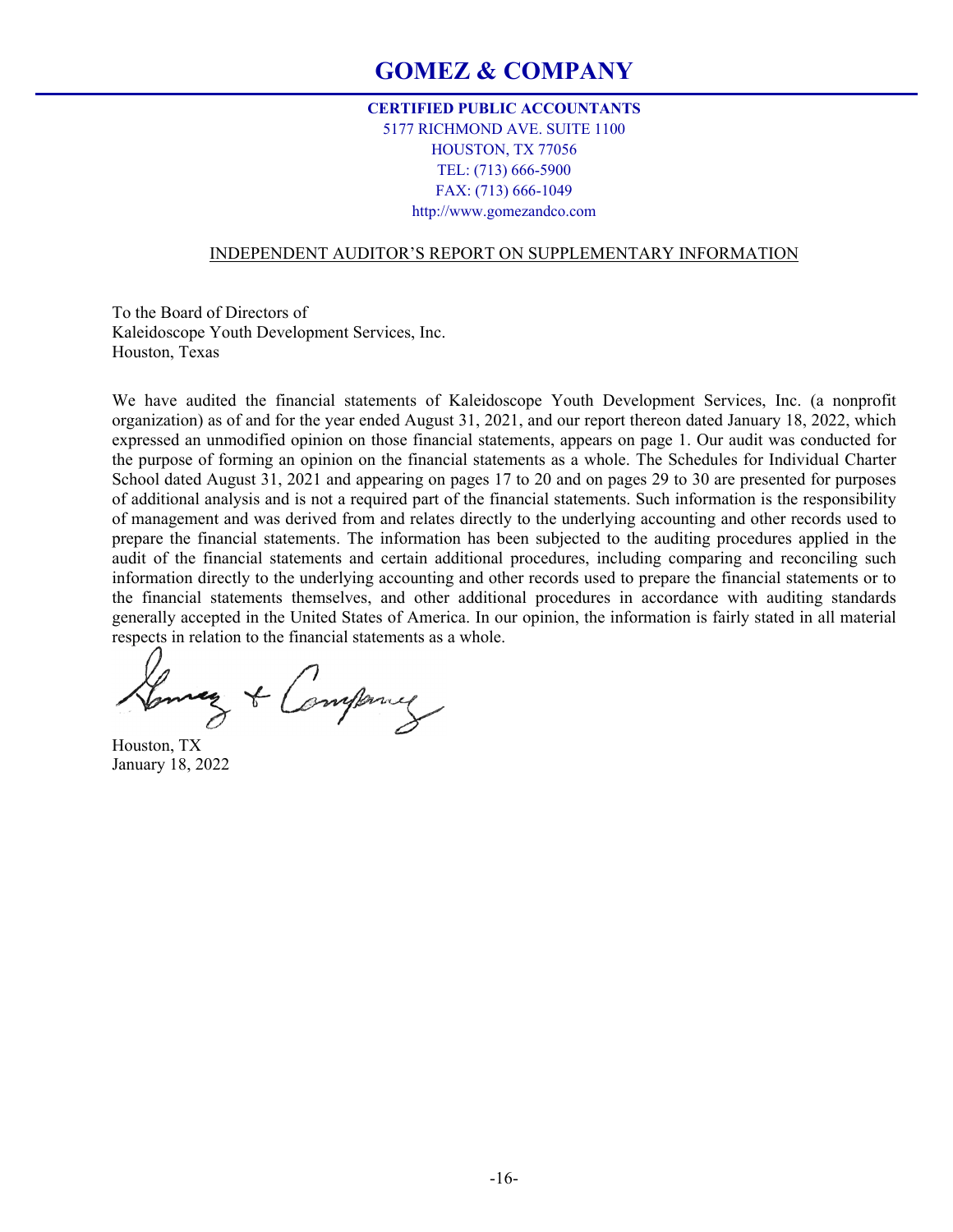# GOMEZ & COMPANY

**CERTIFIED PUBLIC ACCOUNTANTS**
5177 RICHMOND AVE. SUITE 1100
HOUSTON, TX 77056
TEL: (713) 666-5900
FAX: (713) 666-1049
http://www.gomezandco.com

INDEPENDENT AUDITOR'S REPORT ON SUPPLEMENTARY INFORMATION

To the Board of Directors of
Kaleidoscope Youth Development Services, Inc.
Houston, Texas

We have audited the financial statements of Kaleidoscope Youth Development Services, Inc. (a nonprofit organization) as of and for the year ended August 31, 2021, and our report thereon dated January 18, 2022, which expressed an unmodified opinion on those financial statements, appears on page 1. Our audit was conducted for the purpose of forming an opinion on the financial statements as a whole. The Schedules for Individual Charter School dated August 31, 2021 and appearing on pages 17 to 20 and on pages 29 to 30 are presented for purposes of additional analysis and is not a required part of the financial statements. Such information is the responsibility of management and was derived from and relates directly to the underlying accounting and other records used to prepare the financial statements. The information has been subjected to the auditing procedures applied in the audit of the financial statements and certain additional procedures, including comparing and reconciling such information directly to the underlying accounting and other records used to prepare the financial statements or to the financial statements themselves, and other additional procedures in accordance with auditing standards generally accepted in the United States of America. In our opinion, the information is fairly stated in all material respects in relation to the financial statements as a whole.

Gomez & Company

Houston, TX
January 18, 2022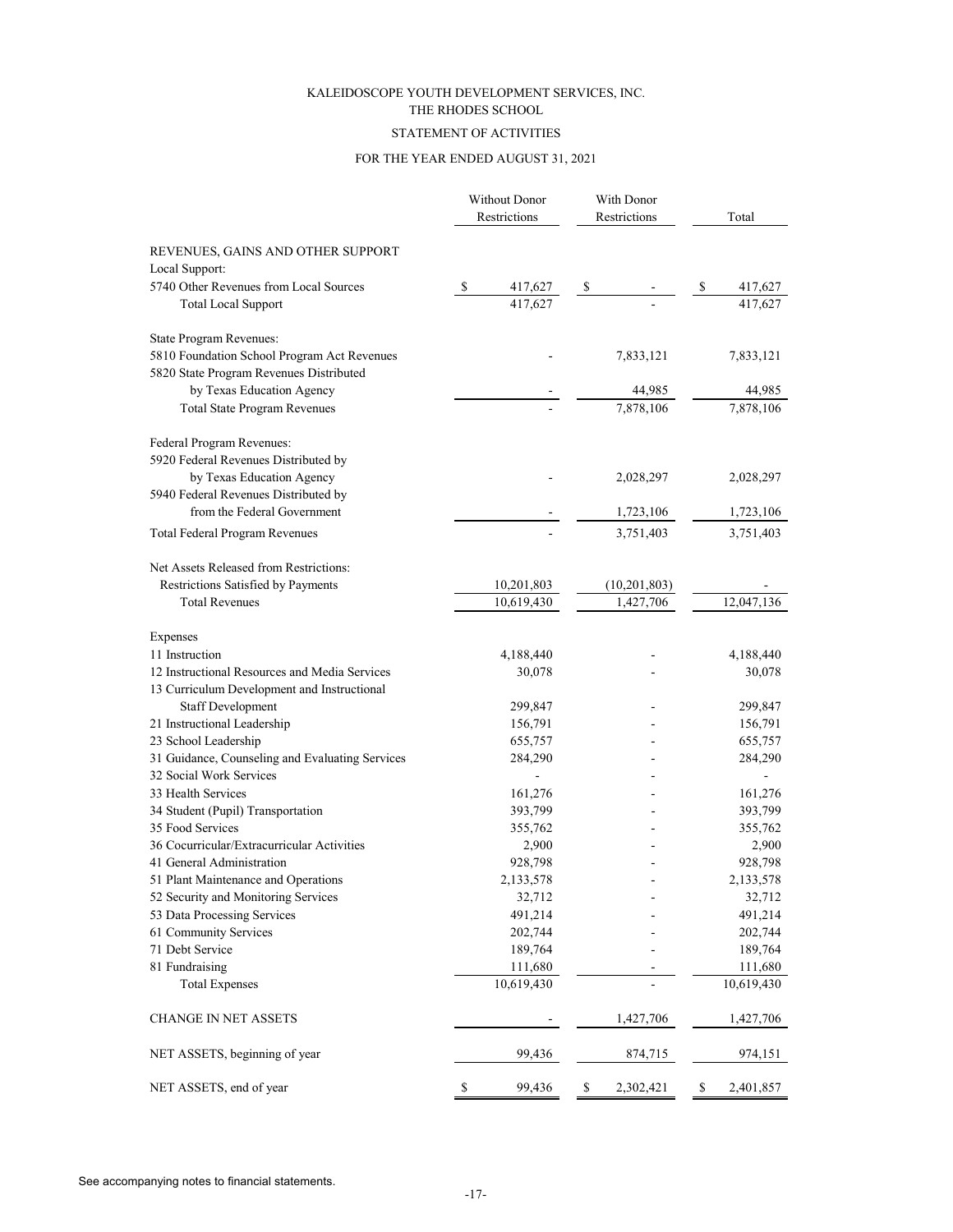KALEIDOSCOPE YOUTH DEVELOPMENT SERVICES, INC.
THE RHODES SCHOOL

STATEMENT OF ACTIVITIES

FOR THE YEAR ENDED AUGUST 31, 2021

| | Without Donor Restrictions | With Donor Restrictions | Total |
|---|---|---|---|
| REVENUES, GAINS AND OTHER SUPPORT | | | |
| Local Support: | | | |
| 5740 Other Revenues from Local Sources | $ 417,627 | $ - | $ 417,627 |
| Total Local Support | 417,627 | - | 417,627 |
| State Program Revenues: | | | |
| 5810 Foundation School Program Act Revenues | - | 7,833,121 | 7,833,121 |
| 5820 State Program Revenues Distributed by Texas Education Agency | - | 44,985 | 44,985 |
| Total State Program Revenues | - | 7,878,106 | 7,878,106 |
| Federal Program Revenues: | | | |
| 5920 Federal Revenues Distributed by by Texas Education Agency | - | 2,028,297 | 2,028,297 |
| 5940 Federal Revenues Distributed by from the Federal Government | - | 1,723,106 | 1,723,106 |
| Total Federal Program Revenues | - | 3,751,403 | 3,751,403 |
| Net Assets Released from Restrictions: | | | |
| Restrictions Satisfied by Payments | 10,201,803 | (10,201,803) | - |
| Total Revenues | 10,619,430 | 1,427,706 | 12,047,136 |
| Expenses | | | |
| 11 Instruction | 4,188,440 | - | 4,188,440 |
| 12 Instructional Resources and Media Services | 30,078 | - | 30,078 |
| 13 Curriculum Development and Instructional Staff Development | 299,847 | - | 299,847 |
| 21 Instructional Leadership | 156,791 | - | 156,791 |
| 23 School Leadership | 655,757 | - | 655,757 |
| 31 Guidance, Counseling and Evaluating Services | 284,290 | - | 284,290 |
| 32 Social Work Services | - | - | - |
| 33 Health Services | 161,276 | - | 161,276 |
| 34 Student (Pupil) Transportation | 393,799 | - | 393,799 |
| 35 Food Services | 355,762 | - | 355,762 |
| 36 Cocurricular/Extracurricular Activities | 2,900 | - | 2,900 |
| 41 General Administration | 928,798 | - | 928,798 |
| 51 Plant Maintenance and Operations | 2,133,578 | - | 2,133,578 |
| 52 Security and Monitoring Services | 32,712 | - | 32,712 |
| 53 Data Processing Services | 491,214 | - | 491,214 |
| 61 Community Services | 202,744 | - | 202,744 |
| 71 Debt Service | 189,764 | - | 189,764 |
| 81 Fundraising | 111,680 | - | 111,680 |
| Total Expenses | 10,619,430 | - | 10,619,430 |
| CHANGE IN NET ASSETS | - | 1,427,706 | 1,427,706 |
| NET ASSETS, beginning of year | 99,436 | 874,715 | 974,151 |
| NET ASSETS, end of year | $ 99,436 | $ 2,302,421 | $ 2,401,857 |

See accompanying notes to financial statements.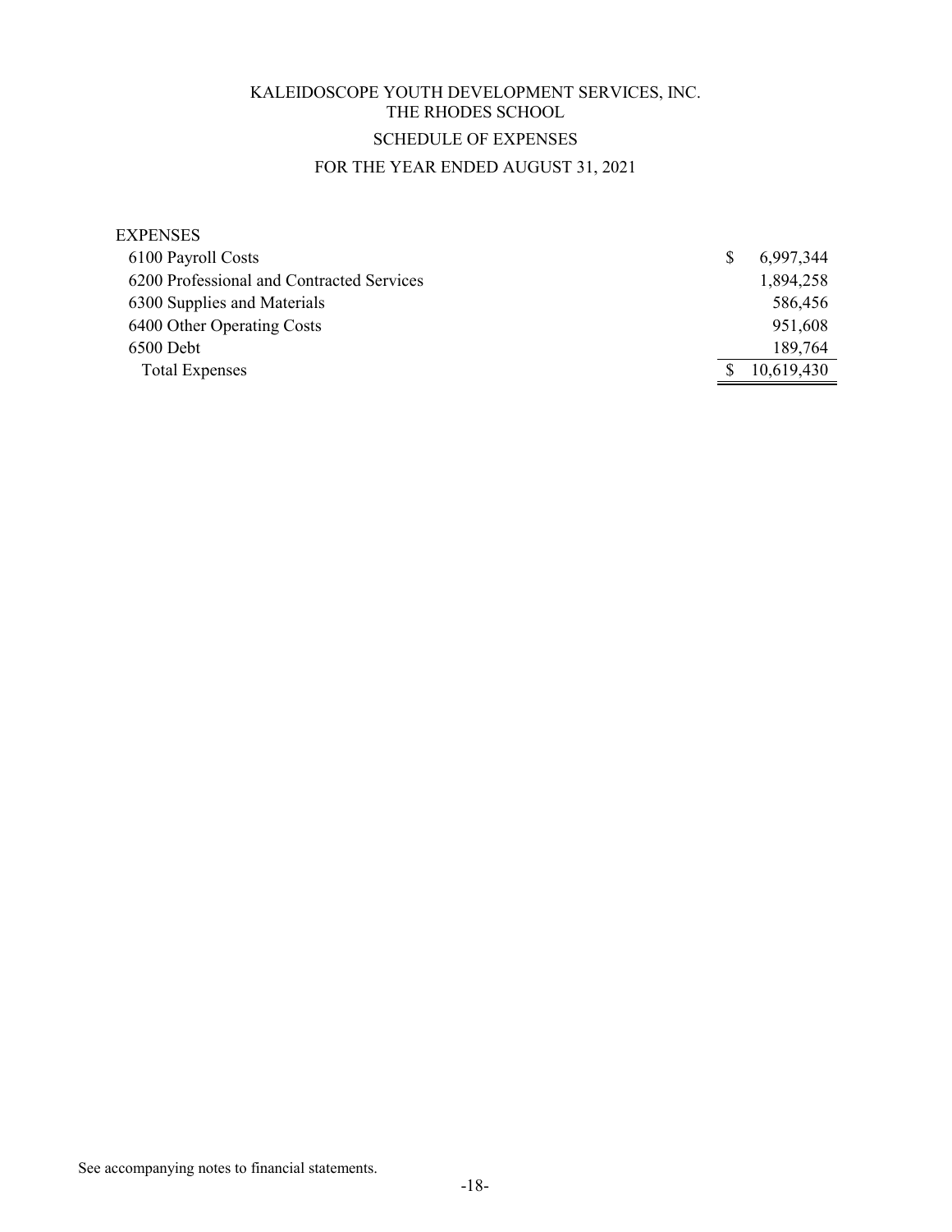# KALEIDOSCOPE YOUTH DEVELOPMENT SERVICES, INC.
## THE RHODES SCHOOL
## SCHEDULE OF EXPENSES
## FOR THE YEAR ENDED AUGUST 31, 2021

| EXPENSES | |
|---|---|
| 6100 Payroll Costs | $ 6,997,344 |
| 6200 Professional and Contracted Services | 1,894,258 |
| 6300 Supplies and Materials | 586,456 |
| 6400 Other Operating Costs | 951,608 |
| 6500 Debt | 189,764 |
| Total Expenses | $ 10,619,430 |

See accompanying notes to financial statements.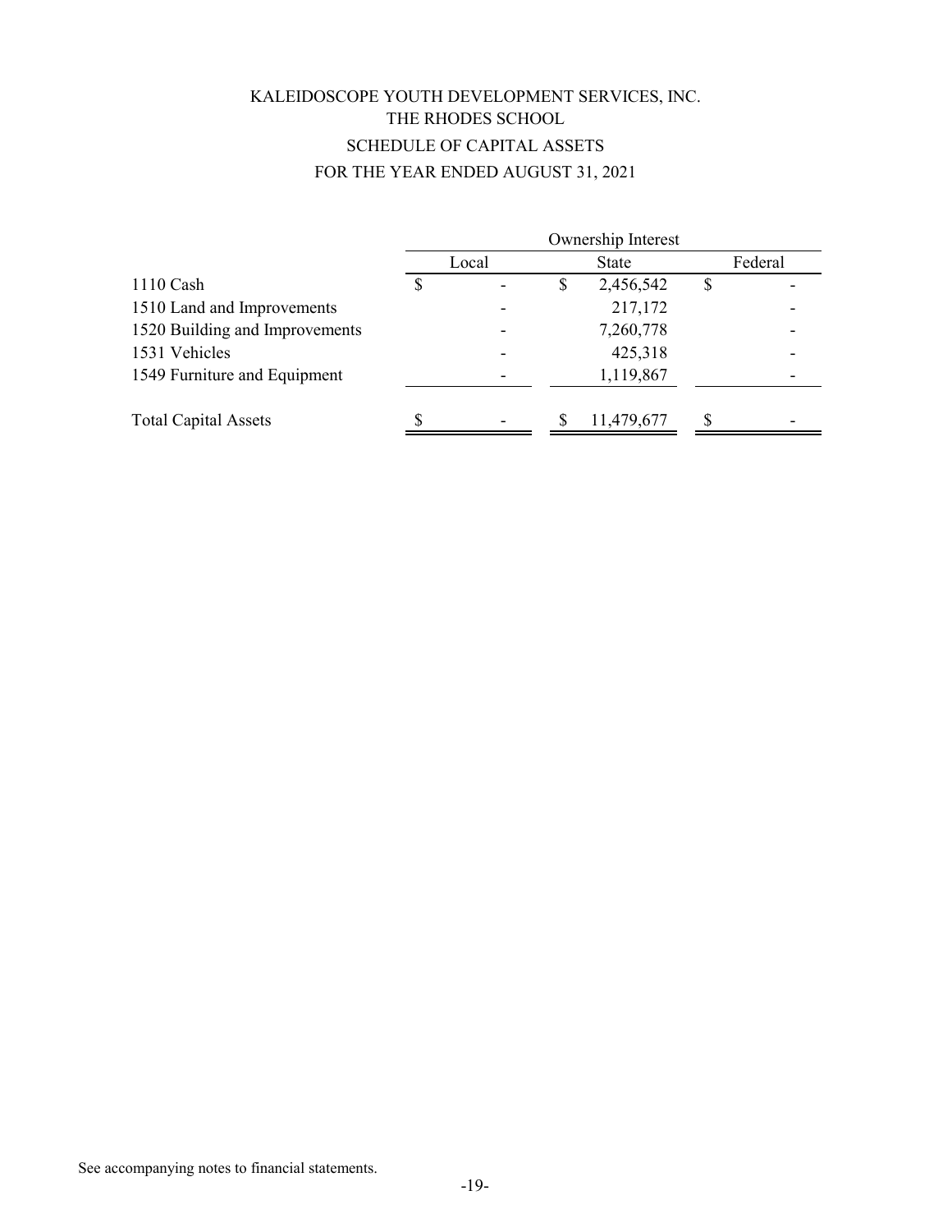# KALEIDOSCOPE YOUTH DEVELOPMENT SERVICES, INC.

## THE RHODES SCHOOL

## SCHEDULE OF CAPITAL ASSETS

## FOR THE YEAR ENDED AUGUST 31, 2021

| | Ownership Interest | | |
|---|---|---|---|
| | Local | State | Federal |
| 1110 Cash | $ - | $ 2,456,542 | $ - |
| 1510 Land and Improvements | - | 217,172 | - |
| 1520 Building and Improvements | - | 7,260,778 | - |
| 1531 Vehicles | - | 425,318 | - |
| 1549 Furniture and Equipment | - | 1,119,867 | - |
| Total Capital Assets | $ - | $ 11,479,677 | $ - |

See accompanying notes to financial statements.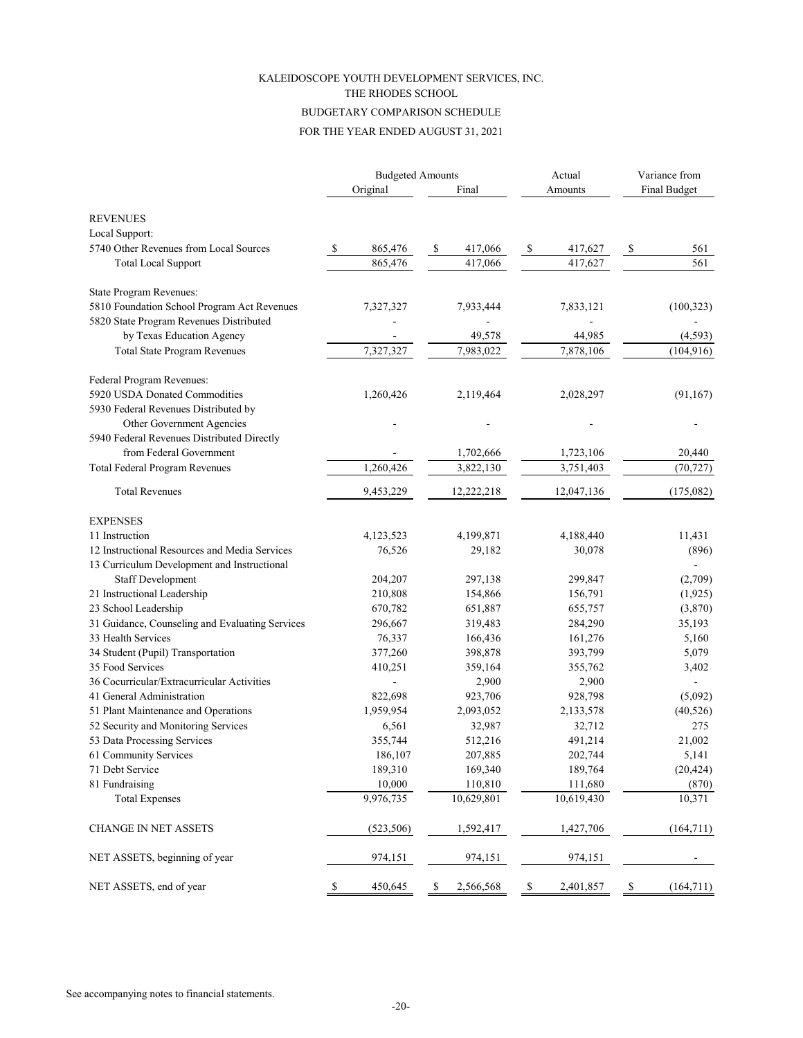KALEIDOSCOPE YOUTH DEVELOPMENT SERVICES, INC.

THE RHODES SCHOOL

BUDGETARY COMPARISON SCHEDULE

FOR THE YEAR ENDED AUGUST 31, 2021

| | Budgeted Amounts | | Actual | Variance from |
|---|---|---|---|---|
| | Original | Final | Amounts | Final Budget |
| **REVENUES** | | | | |
| Local Support: | | | | |
| 5740 Other Revenues from Local Sources | $ 865,476 | $ 417,066 | $ 417,627 | $ 561 |
| Total Local Support | 865,476 | 417,066 | 417,627 | 561 |
| State Program Revenues: | | | | |
| 5810 Foundation School Program Act Revenues | 7,327,327 | 7,933,444 | 7,833,121 | (100,323) |
| 5820 State Program Revenues Distributed | - | - | - | - |
| by Texas Education Agency | - | 49,578 | 44,985 | (4,593) |
| Total State Program Revenues | 7,327,327 | 7,983,022 | 7,878,106 | (104,916) |
| Federal Program Revenues: | | | | |
| 5920 USDA Donated Commodities | 1,260,426 | 2,119,464 | 2,028,297 | (91,167) |
| 5930 Federal Revenues Distributed by | | | | |
| Other Government Agencies | - | - | - | - |
| 5940 Federal Revenues Distributed Directly | | | | |
| from Federal Government | - | 1,702,666 | 1,723,106 | 20,440 |
| Total Federal Program Revenues | 1,260,426 | 3,822,130 | 3,751,403 | (70,727) |
| Total Revenues | 9,453,229 | 12,222,218 | 12,047,136 | (175,082) |
| **EXPENSES** | | | | |
| 11 Instruction | 4,123,523 | 4,199,871 | 4,188,440 | 11,431 |
| 12 Instructional Resources and Media Services | 76,526 | 29,182 | 30,078 | (896) |
| 13 Curriculum Development and Instructional | | | | - |
| Staff Development | 204,207 | 297,138 | 299,847 | (2,709) |
| 21 Instructional Leadership | 210,808 | 154,866 | 156,791 | (1,925) |
| 23 School Leadership | 670,782 | 651,887 | 655,757 | (3,870) |
| 31 Guidance, Counseling and Evaluating Services | 296,667 | 319,483 | 284,290 | 35,193 |
| 33 Health Services | 76,337 | 166,436 | 161,276 | 5,160 |
| 34 Student (Pupil) Transportation | 377,260 | 398,878 | 393,799 | 5,079 |
| 35 Food Services | 410,251 | 359,164 | 355,762 | 3,402 |
| 36 Cocurricular/Extracurricular Activities | - | 2,900 | 2,900 | - |
| 41 General Administration | 822,698 | 923,706 | 928,798 | (5,092) |
| 51 Plant Maintenance and Operations | 1,959,954 | 2,093,052 | 2,133,578 | (40,526) |
| 52 Security and Monitoring Services | 6,561 | 32,987 | 32,712 | 275 |
| 53 Data Processing Services | 355,744 | 512,216 | 491,214 | 21,002 |
| 61 Community Services | 186,107 | 207,885 | 202,744 | 5,141 |
| 71 Debt Service | 189,310 | 169,340 | 189,764 | (20,424) |
| 81 Fundraising | 10,000 | 110,810 | 111,680 | (870) |
| Total Expenses | 9,976,735 | 10,629,801 | 10,619,430 | 10,371 |
| CHANGE IN NET ASSETS | (523,506) | 1,592,417 | 1,427,706 | (164,711) |
| NET ASSETS, beginning of year | 974,151 | 974,151 | 974,151 | - |
| NET ASSETS, end of year | $ 450,645 | $ 2,566,568 | $ 2,401,857 | $ (164,711) |

See accompanying notes to financial statements.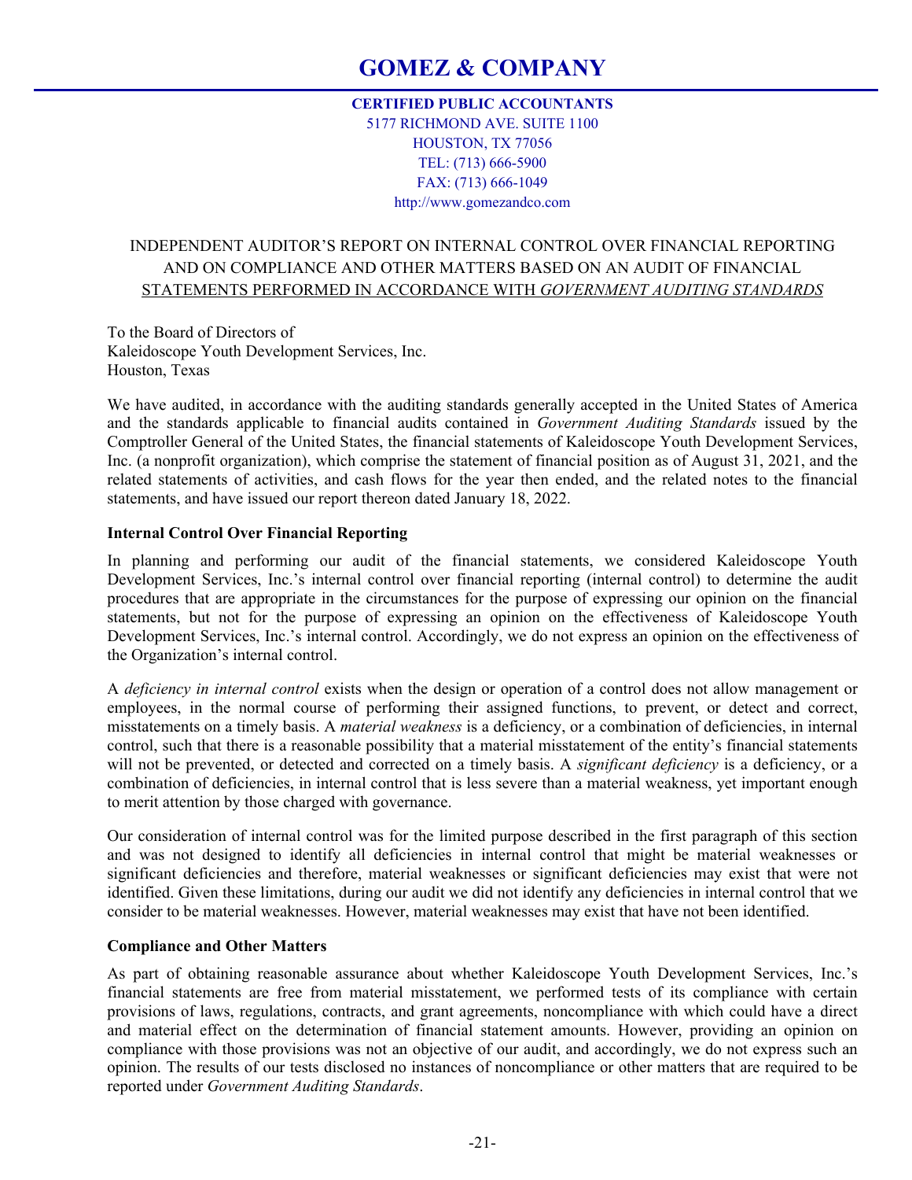# GOMEZ & COMPANY

**CERTIFIED PUBLIC ACCOUNTANTS**
5177 RICHMOND AVE. SUITE 1100
HOUSTON, TX 77056
TEL: (713) 666-5900
FAX: (713) 666-1049
http://www.gomezandco.com

INDEPENDENT AUDITOR'S REPORT ON INTERNAL CONTROL OVER FINANCIAL REPORTING AND ON COMPLIANCE AND OTHER MATTERS BASED ON AN AUDIT OF FINANCIAL STATEMENTS PERFORMED IN ACCORDANCE WITH *GOVERNMENT AUDITING STANDARDS*

To the Board of Directors of
Kaleidoscope Youth Development Services, Inc.
Houston, Texas

We have audited, in accordance with the auditing standards generally accepted in the United States of America and the standards applicable to financial audits contained in *Government Auditing Standards* issued by the Comptroller General of the United States, the financial statements of Kaleidoscope Youth Development Services, Inc. (a nonprofit organization), which comprise the statement of financial position as of August 31, 2021, and the related statements of activities, and cash flows for the year then ended, and the related notes to the financial statements, and have issued our report thereon dated January 18, 2022.

**Internal Control Over Financial Reporting**

In planning and performing our audit of the financial statements, we considered Kaleidoscope Youth Development Services, Inc.'s internal control over financial reporting (internal control) to determine the audit procedures that are appropriate in the circumstances for the purpose of expressing our opinion on the financial statements, but not for the purpose of expressing an opinion on the effectiveness of Kaleidoscope Youth Development Services, Inc.'s internal control. Accordingly, we do not express an opinion on the effectiveness of the Organization's internal control.

A *deficiency in internal control* exists when the design or operation of a control does not allow management or employees, in the normal course of performing their assigned functions, to prevent, or detect and correct, misstatements on a timely basis. A *material weakness* is a deficiency, or a combination of deficiencies, in internal control, such that there is a reasonable possibility that a material misstatement of the entity's financial statements will not be prevented, or detected and corrected on a timely basis. A *significant deficiency* is a deficiency, or a combination of deficiencies, in internal control that is less severe than a material weakness, yet important enough to merit attention by those charged with governance.

Our consideration of internal control was for the limited purpose described in the first paragraph of this section and was not designed to identify all deficiencies in internal control that might be material weaknesses or significant deficiencies and therefore, material weaknesses or significant deficiencies may exist that were not identified. Given these limitations, during our audit we did not identify any deficiencies in internal control that we consider to be material weaknesses. However, material weaknesses may exist that have not been identified.

**Compliance and Other Matters**

As part of obtaining reasonable assurance about whether Kaleidoscope Youth Development Services, Inc.'s financial statements are free from material misstatement, we performed tests of its compliance with certain provisions of laws, regulations, contracts, and grant agreements, noncompliance with which could have a direct and material effect on the determination of financial statement amounts. However, providing an opinion on compliance with those provisions was not an objective of our audit, and accordingly, we do not express such an opinion. The results of our tests disclosed no instances of noncompliance or other matters that are required to be reported under *Government Auditing Standards*.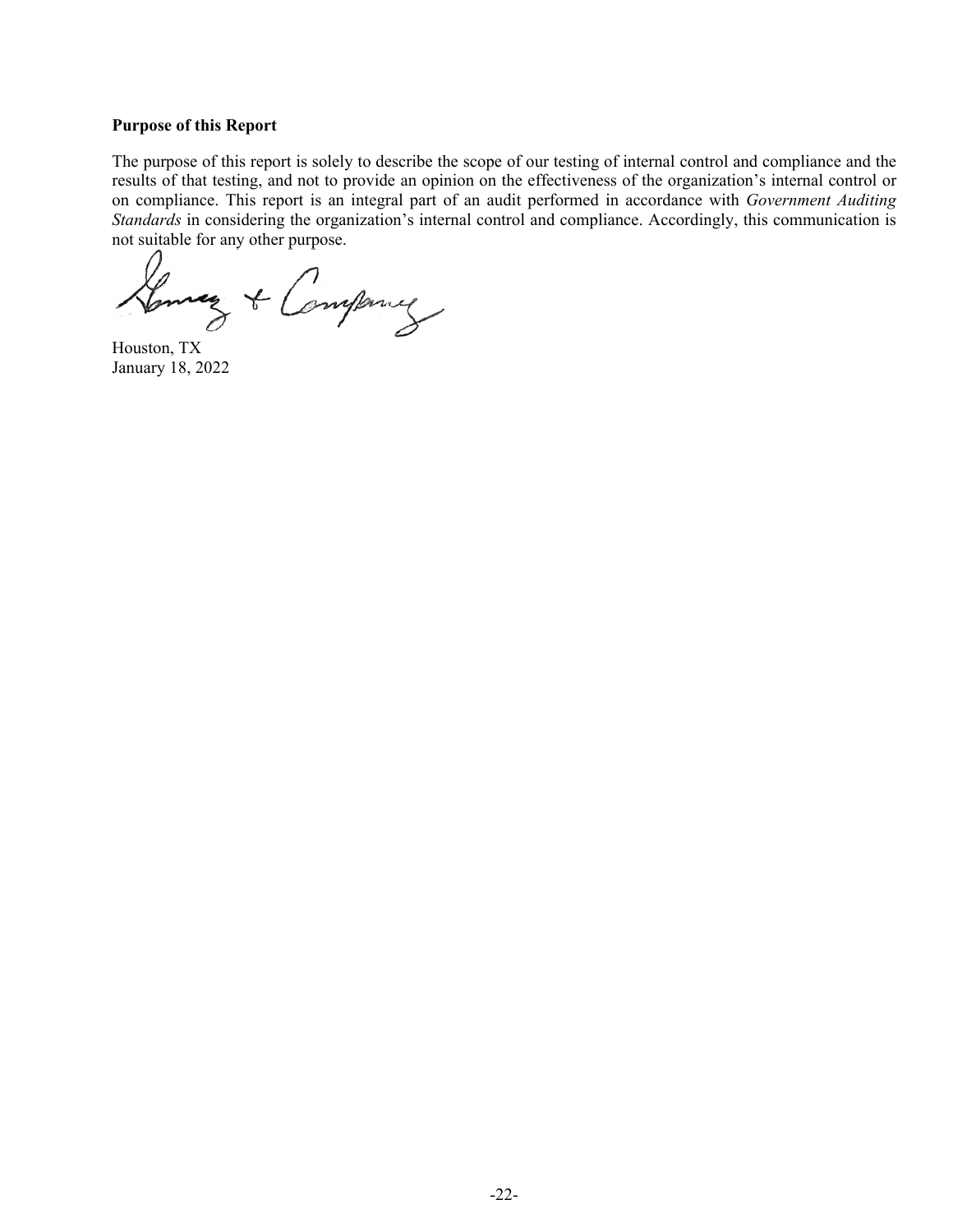**Purpose of this Report**

The purpose of this report is solely to describe the scope of our testing of internal control and compliance and the results of that testing, and not to provide an opinion on the effectiveness of the organization's internal control or on compliance. This report is an integral part of an audit performed in accordance with *Government Auditing Standards* in considering the organization's internal control and compliance. Accordingly, this communication is not suitable for any other purpose.

Gomez & Company

Houston, TX
January 18, 2022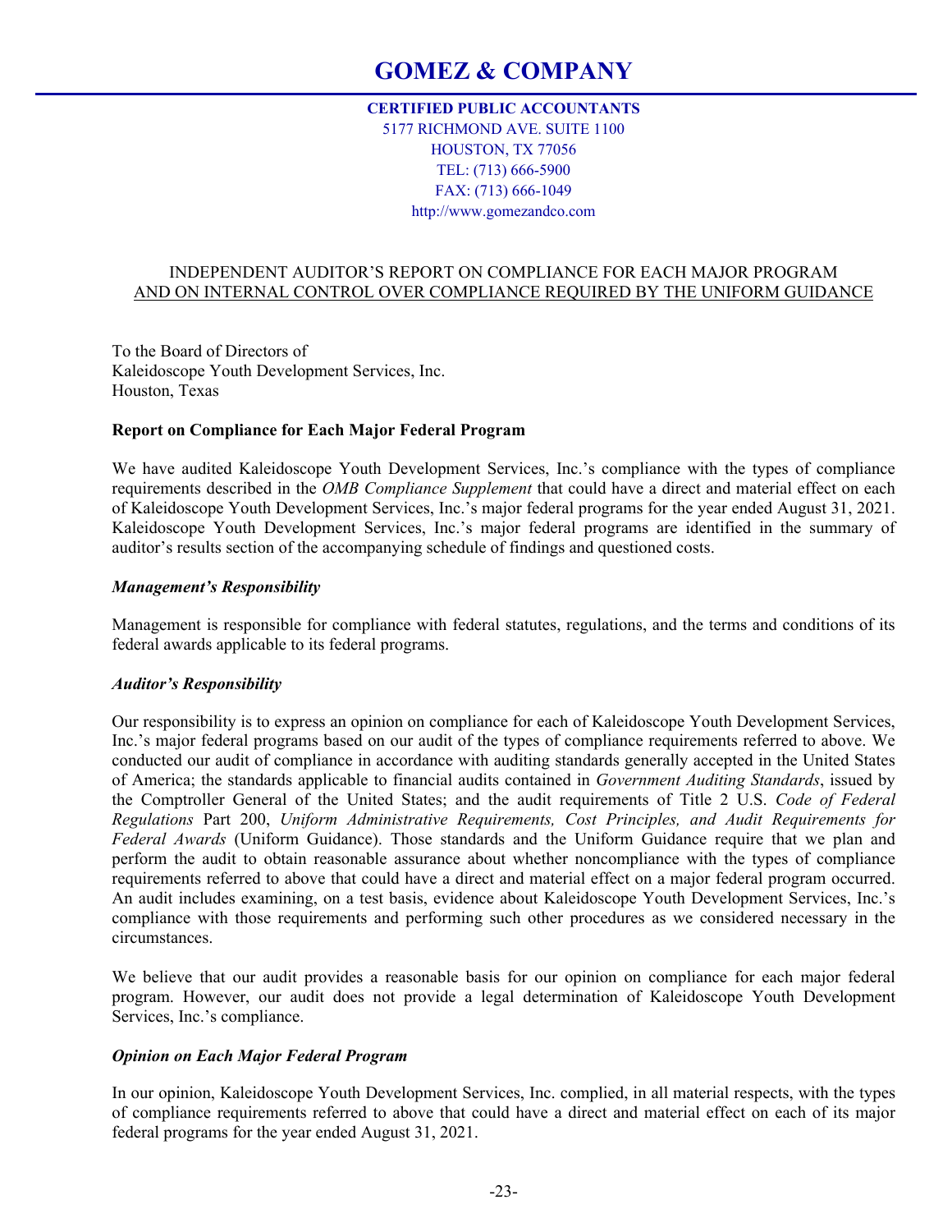# GOMEZ & COMPANY

**CERTIFIED PUBLIC ACCOUNTANTS**
5177 RICHMOND AVE. SUITE 1100
HOUSTON, TX 77056
TEL: (713) 666-5900
FAX: (713) 666-1049
http://www.gomezandco.com

## INDEPENDENT AUDITOR'S REPORT ON COMPLIANCE FOR EACH MAJOR PROGRAM AND ON INTERNAL CONTROL OVER COMPLIANCE REQUIRED BY THE UNIFORM GUIDANCE

To the Board of Directors of
Kaleidoscope Youth Development Services, Inc.
Houston, Texas

### Report on Compliance for Each Major Federal Program

We have audited Kaleidoscope Youth Development Services, Inc.'s compliance with the types of compliance requirements described in the *OMB Compliance Supplement* that could have a direct and material effect on each of Kaleidoscope Youth Development Services, Inc.'s major federal programs for the year ended August 31, 2021. Kaleidoscope Youth Development Services, Inc.'s major federal programs are identified in the summary of auditor's results section of the accompanying schedule of findings and questioned costs.

#### *Management's Responsibility*

Management is responsible for compliance with federal statutes, regulations, and the terms and conditions of its federal awards applicable to its federal programs.

#### *Auditor's Responsibility*

Our responsibility is to express an opinion on compliance for each of Kaleidoscope Youth Development Services, Inc.'s major federal programs based on our audit of the types of compliance requirements referred to above. We conducted our audit of compliance in accordance with auditing standards generally accepted in the United States of America; the standards applicable to financial audits contained in *Government Auditing Standards*, issued by the Comptroller General of the United States; and the audit requirements of Title 2 U.S. *Code of Federal Regulations* Part 200, *Uniform Administrative Requirements, Cost Principles, and Audit Requirements for Federal Awards* (Uniform Guidance). Those standards and the Uniform Guidance require that we plan and perform the audit to obtain reasonable assurance about whether noncompliance with the types of compliance requirements referred to above that could have a direct and material effect on a major federal program occurred. An audit includes examining, on a test basis, evidence about Kaleidoscope Youth Development Services, Inc.'s compliance with those requirements and performing such other procedures as we considered necessary in the circumstances.

We believe that our audit provides a reasonable basis for our opinion on compliance for each major federal program. However, our audit does not provide a legal determination of Kaleidoscope Youth Development Services, Inc.'s compliance.

#### *Opinion on Each Major Federal Program*

In our opinion, Kaleidoscope Youth Development Services, Inc. complied, in all material respects, with the types of compliance requirements referred to above that could have a direct and material effect on each of its major federal programs for the year ended August 31, 2021.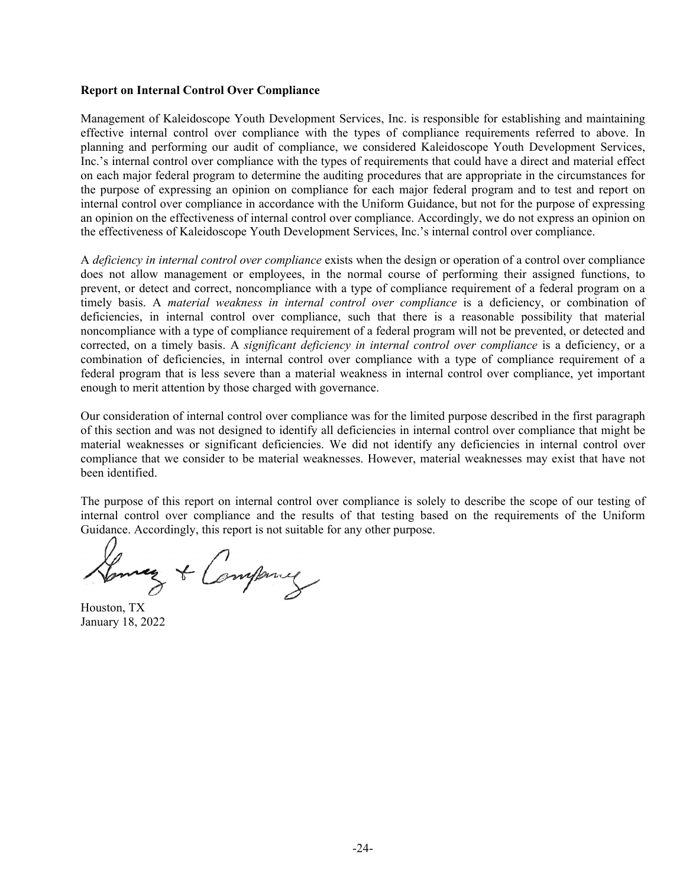**Report on Internal Control Over Compliance**

Management of Kaleidoscope Youth Development Services, Inc. is responsible for establishing and maintaining effective internal control over compliance with the types of compliance requirements referred to above. In planning and performing our audit of compliance, we considered Kaleidoscope Youth Development Services, Inc.'s internal control over compliance with the types of requirements that could have a direct and material effect on each major federal program to determine the auditing procedures that are appropriate in the circumstances for the purpose of expressing an opinion on compliance for each major federal program and to test and report on internal control over compliance in accordance with the Uniform Guidance, but not for the purpose of expressing an opinion on the effectiveness of internal control over compliance. Accordingly, we do not express an opinion on the effectiveness of Kaleidoscope Youth Development Services, Inc.'s internal control over compliance.

A *deficiency in internal control over compliance* exists when the design or operation of a control over compliance does not allow management or employees, in the normal course of performing their assigned functions, to prevent, or detect and correct, noncompliance with a type of compliance requirement of a federal program on a timely basis. A *material weakness in internal control over compliance* is a deficiency, or combination of deficiencies, in internal control over compliance, such that there is a reasonable possibility that material noncompliance with a type of compliance requirement of a federal program will not be prevented, or detected and corrected, on a timely basis. A *significant deficiency in internal control over compliance* is a deficiency, or a combination of deficiencies, in internal control over compliance with a type of compliance requirement of a federal program that is less severe than a material weakness in internal control over compliance, yet important enough to merit attention by those charged with governance.

Our consideration of internal control over compliance was for the limited purpose described in the first paragraph of this section and was not designed to identify all deficiencies in internal control over compliance that might be material weaknesses or significant deficiencies. We did not identify any deficiencies in internal control over compliance that we consider to be material weaknesses. However, material weaknesses may exist that have not been identified.

The purpose of this report on internal control over compliance is solely to describe the scope of our testing of internal control over compliance and the results of that testing based on the requirements of the Uniform Guidance. Accordingly, this report is not suitable for any other purpose.

Gomez & Company

Houston, TX
January 18, 2022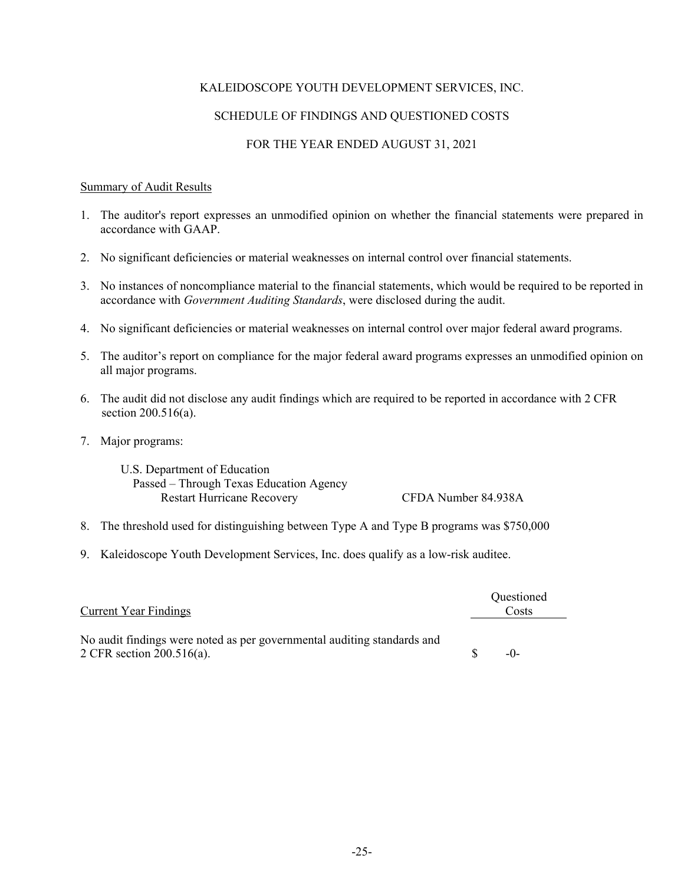# KALEIDOSCOPE YOUTH DEVELOPMENT SERVICES, INC.

## SCHEDULE OF FINDINGS AND QUESTIONED COSTS

## FOR THE YEAR ENDED AUGUST 31, 2021

Summary of Audit Results

1. The auditor's report expresses an unmodified opinion on whether the financial statements were prepared in accordance with GAAP.

2. No significant deficiencies or material weaknesses on internal control over financial statements.

3. No instances of noncompliance material to the financial statements, which would be required to be reported in accordance with *Government Auditing Standards*, were disclosed during the audit.

4. No significant deficiencies or material weaknesses on internal control over major federal award programs.

5. The auditor's report on compliance for the major federal award programs expresses an unmodified opinion on all major programs.

6. The audit did not disclose any audit findings which are required to be reported in accordance with 2 CFR section 200.516(a).

7. Major programs:

   U.S. Department of Education
   Passed – Through Texas Education Agency
   Restart Hurricane Recovery — CFDA Number 84.938A

8. The threshold used for distinguishing between Type A and Type B programs was $750,000

9. Kaleidoscope Youth Development Services, Inc. does qualify as a low-risk auditee.

| Current Year Findings | Questioned Costs |
|---|---|
| No audit findings were noted as per governmental auditing standards and 2 CFR section 200.516(a). | $ -0- |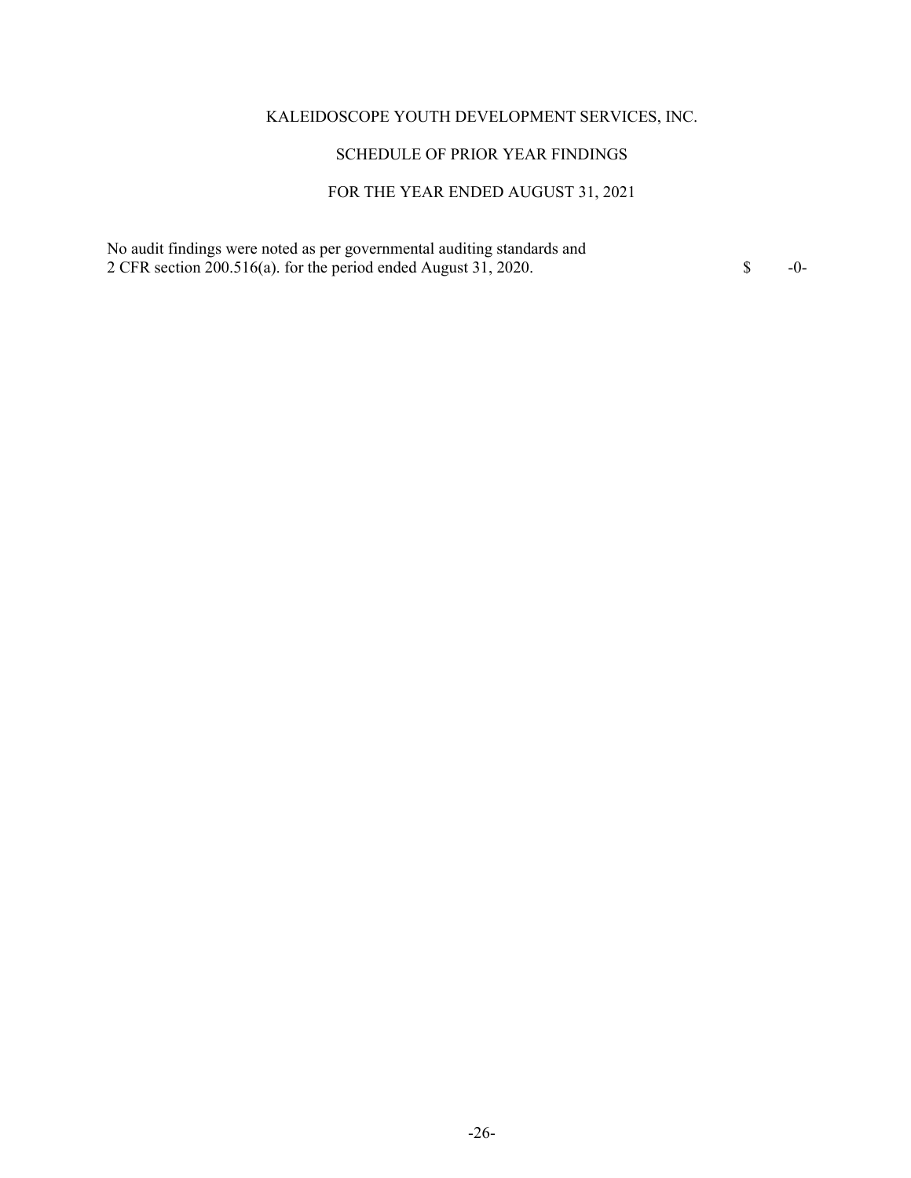# KALEIDOSCOPE YOUTH DEVELOPMENT SERVICES, INC.

## SCHEDULE OF PRIOR YEAR FINDINGS

### FOR THE YEAR ENDED AUGUST 31, 2021

| | |
|---|---|
| No audit findings were noted as per governmental auditing standards and 2 CFR section 200.516(a). for the period ended August 31, 2020. | $ -0- |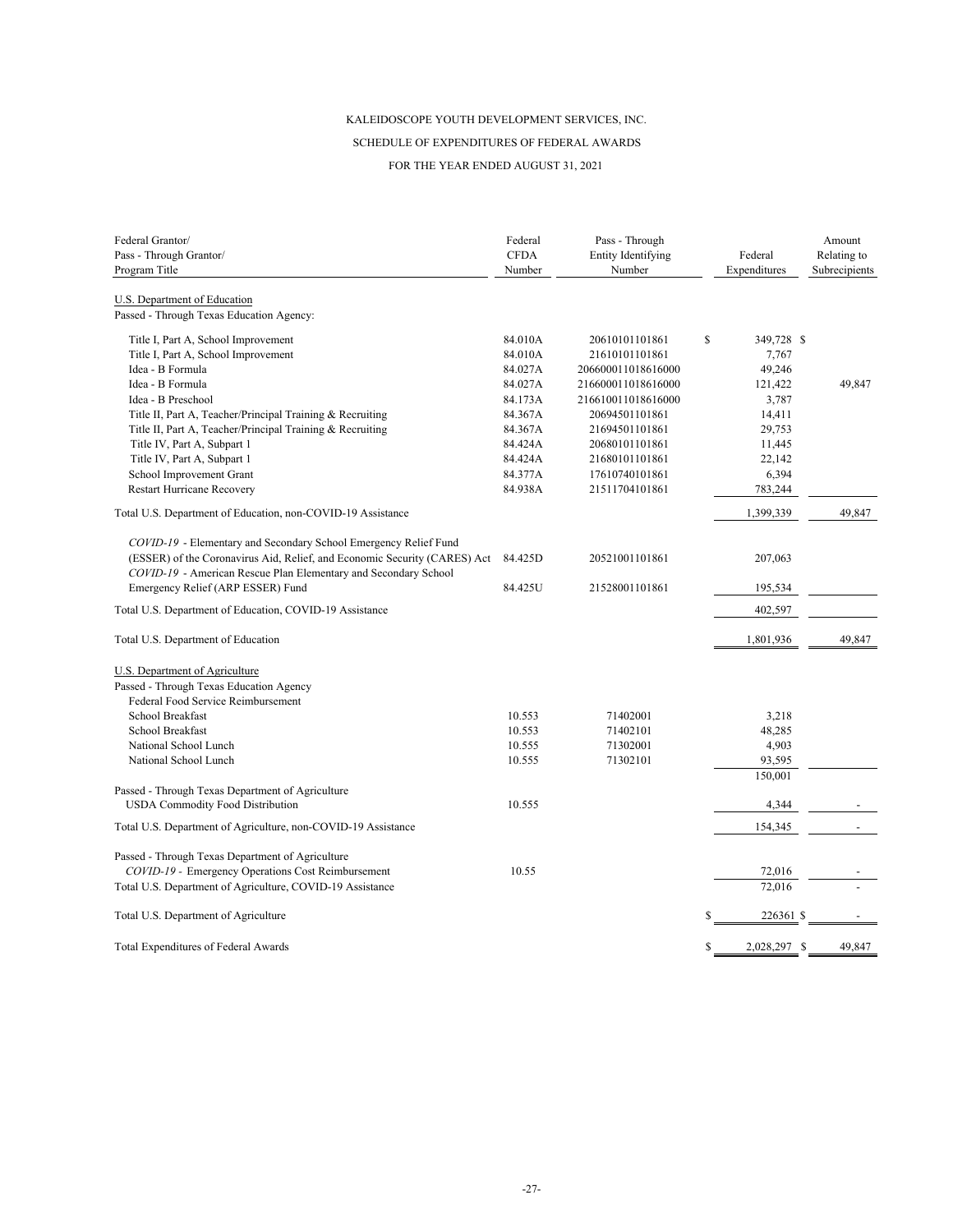KALEIDOSCOPE YOUTH DEVELOPMENT SERVICES, INC.

SCHEDULE OF EXPENDITURES OF FEDERAL AWARDS

FOR THE YEAR ENDED AUGUST 31, 2021

| Federal Grantor/ Pass - Through Grantor/ Program Title | Federal CFDA Number | Pass - Through Entity Identifying Number | Federal Expenditures | Amount Relating to Subrecipients |
|---|---|---|---|---|
| U.S. Department of Education | | | | |
| Passed - Through Texas Education Agency: | | | | |
| Title I, Part A, School Improvement | 84.010A | 20610101101861 | $ 349,728 | $ |
| Title I, Part A, School Improvement | 84.010A | 21610101101861 | 7,767 | |
| Idea - B Formula | 84.027A | 206600011018616000 | 49,246 | |
| Idea - B Formula | 84.027A | 216600011018616000 | 121,422 | 49,847 |
| Idea - B Preschool | 84.173A | 216610011018616000 | 3,787 | |
| Title II, Part A, Teacher/Principal Training & Recruiting | 84.367A | 20694501101861 | 14,411 | |
| Title II, Part A, Teacher/Principal Training & Recruiting | 84.367A | 21694501101861 | 29,753 | |
| Title IV, Part A, Subpart 1 | 84.424A | 20680101101861 | 11,445 | |
| Title IV, Part A, Subpart 1 | 84.424A | 21680101101861 | 22,142 | |
| School Improvement Grant | 84.377A | 17610740101861 | 6,394 | |
| Restart Hurricane Recovery | 84.938A | 21511704101861 | 783,244 | |
| Total U.S. Department of Education, non-COVID-19 Assistance | | | 1,399,339 | 49,847 |
| *COVID-19* - Elementary and Secondary School Emergency Relief Fund (ESSER) of the Coronavirus Aid, Relief, and Economic Security (CARES) Act | 84.425D | 20521001101861 | 207,063 | |
| *COVID-19* - American Rescue Plan Elementary and Secondary School Emergency Relief (ARP ESSER) Fund | 84.425U | 21528001101861 | 195,534 | |
| Total U.S. Department of Education, COVID-19 Assistance | | | 402,597 | |
| Total U.S. Department of Education | | | 1,801,936 | 49,847 |
| U.S. Department of Agriculture | | | | |
| Passed - Through Texas Education Agency | | | | |
| Federal Food Service Reimbursement | | | | |
| School Breakfast | 10.553 | 71402001 | 3,218 | |
| School Breakfast | 10.553 | 71402101 | 48,285 | |
| National School Lunch | 10.555 | 71302001 | 4,903 | |
| National School Lunch | 10.555 | 71302101 | 93,595 | |
| | | | 150,001 | |
| Passed - Through Texas Department of Agriculture | | | | |
| USDA Commodity Food Distribution | 10.555 | | 4,344 | - |
| Total U.S. Department of Agriculture, non-COVID-19 Assistance | | | 154,345 | - |
| Passed - Through Texas Department of Agriculture | | | | |
| *COVID-19* - Emergency Operations Cost Reimbursement | 10.55 | | 72,016 | - |
| Total U.S. Department of Agriculture, COVID-19 Assistance | | | 72,016 | - |
| Total U.S. Department of Agriculture | | | $ 226361 | $ - |
| Total Expenditures of Federal Awards | | | $ 2,028,297 | $ 49,847 |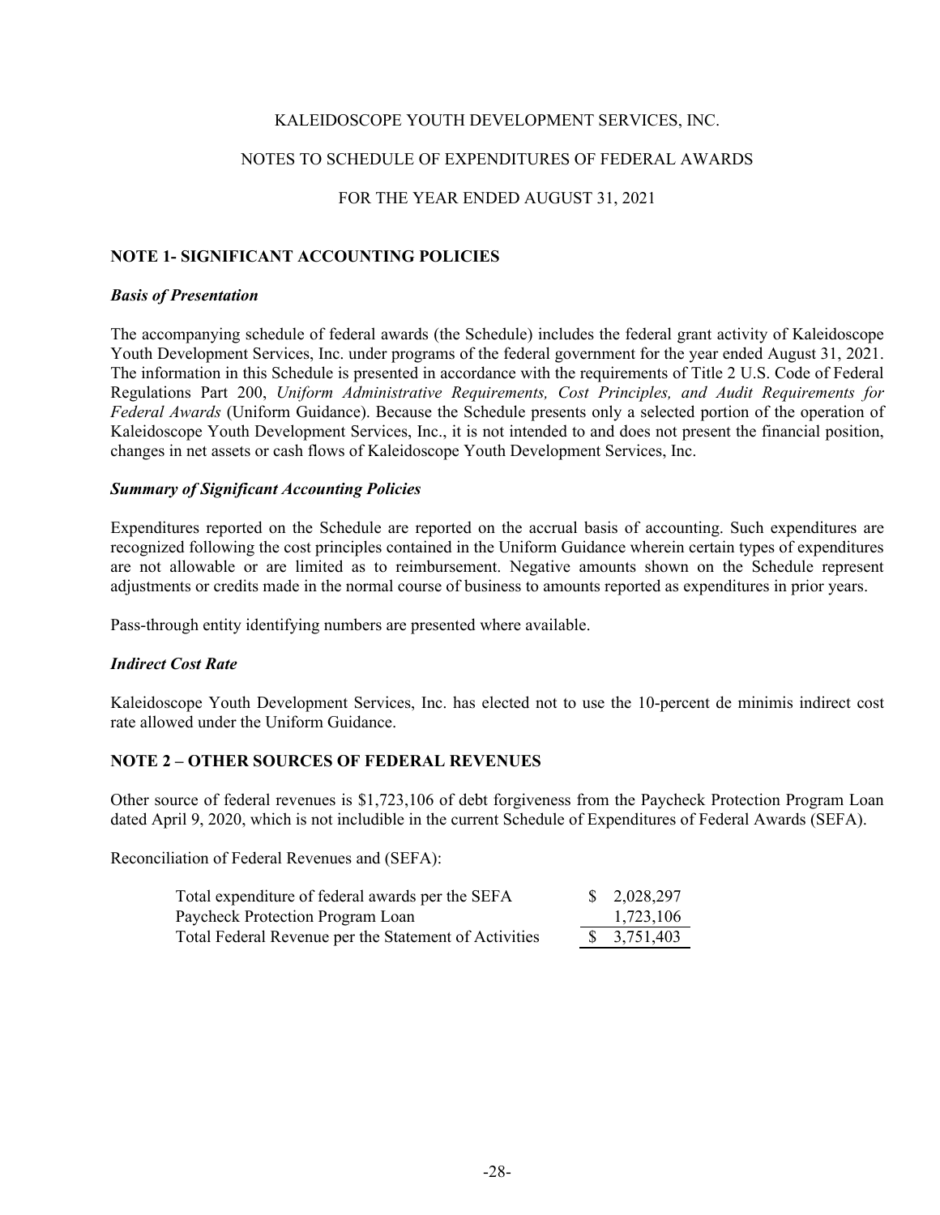KALEIDOSCOPE YOUTH DEVELOPMENT SERVICES, INC.

NOTES TO SCHEDULE OF EXPENDITURES OF FEDERAL AWARDS

FOR THE YEAR ENDED AUGUST 31, 2021

## NOTE 1- SIGNIFICANT ACCOUNTING POLICIES

***Basis of Presentation***

The accompanying schedule of federal awards (the Schedule) includes the federal grant activity of Kaleidoscope Youth Development Services, Inc. under programs of the federal government for the year ended August 31, 2021. The information in this Schedule is presented in accordance with the requirements of Title 2 U.S. Code of Federal Regulations Part 200, *Uniform Administrative Requirements, Cost Principles, and Audit Requirements for Federal Awards* (Uniform Guidance). Because the Schedule presents only a selected portion of the operation of Kaleidoscope Youth Development Services, Inc., it is not intended to and does not present the financial position, changes in net assets or cash flows of Kaleidoscope Youth Development Services, Inc.

***Summary of Significant Accounting Policies***

Expenditures reported on the Schedule are reported on the accrual basis of accounting. Such expenditures are recognized following the cost principles contained in the Uniform Guidance wherein certain types of expenditures are not allowable or are limited as to reimbursement. Negative amounts shown on the Schedule represent adjustments or credits made in the normal course of business to amounts reported as expenditures in prior years.

Pass-through entity identifying numbers are presented where available.

***Indirect Cost Rate***

Kaleidoscope Youth Development Services, Inc. has elected not to use the 10-percent de minimis indirect cost rate allowed under the Uniform Guidance.

## NOTE 2 – OTHER SOURCES OF FEDERAL REVENUES

Other source of federal revenues is $1,723,106 of debt forgiveness from the Paycheck Protection Program Loan dated April 9, 2020, which is not includible in the current Schedule of Expenditures of Federal Awards (SEFA).

Reconciliation of Federal Revenues and (SEFA):

| | |
|---|---|
| Total expenditure of federal awards per the SEFA | $ 2,028,297 |
| Paycheck Protection Program Loan | 1,723,106 |
| Total Federal Revenue per the Statement of Activities | $ 3,751,403 |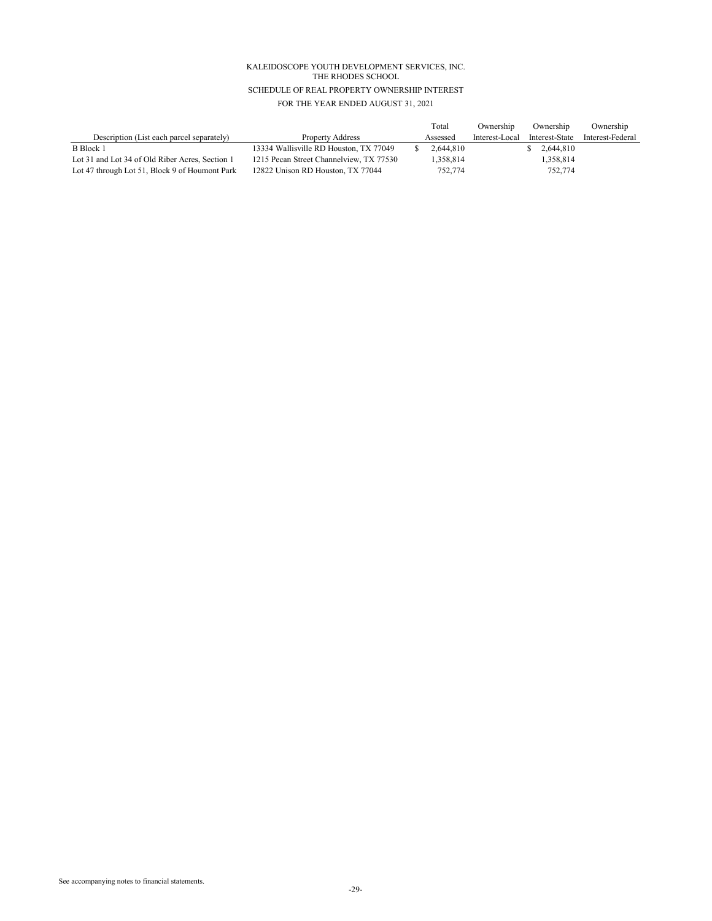KALEIDOSCOPE YOUTH DEVELOPMENT SERVICES, INC.
THE RHODES SCHOOL

SCHEDULE OF REAL PROPERTY OWNERSHIP INTEREST

FOR THE YEAR ENDED AUGUST 31, 2021

| Description (List each parcel separately) | Property Address | Total Assessed | Ownership Interest-Local | Ownership Interest-State | Ownership Interest-Federal |
|---|---|---|---|---|---|
| B Block 1 | 13334 Wallisville RD Houston, TX 77049 | $ 2,644,810 | | $ 2,644,810 | |
| Lot 31 and Lot 34 of Old Riber Acres, Section 1 | 1215 Pecan Street Channelview, TX 77530 | 1,358,814 | | 1,358,814 | |
| Lot 47 through Lot 51, Block 9 of Houmont Park | 12822 Unison RD Houston, TX 77044 | 752,774 | | 752,774 | |

See accompanying notes to financial statements.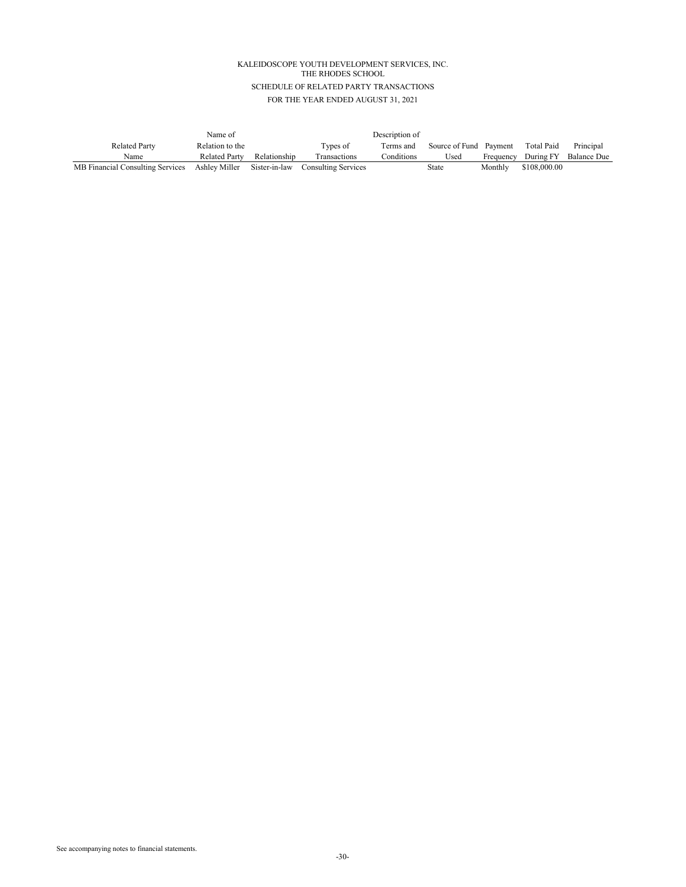KALEIDOSCOPE YOUTH DEVELOPMENT SERVICES, INC.
THE RHODES SCHOOL
SCHEDULE OF RELATED PARTY TRANSACTIONS
FOR THE YEAR ENDED AUGUST 31, 2021

| Related Party Name | Name of Relation to the Related Party | Relationship | Types of Transactions | Description of Terms and Conditions | Source of Fund Used | Payment Frequency | Total Paid During FY | Principal Balance Due |
|---|---|---|---|---|---|---|---|---|
| MB Financial Consulting Services | Ashley Miller | Sister-in-law | Consulting Services | | State | Monthly | $108,000.00 | |

See accompanying notes to financial statements.